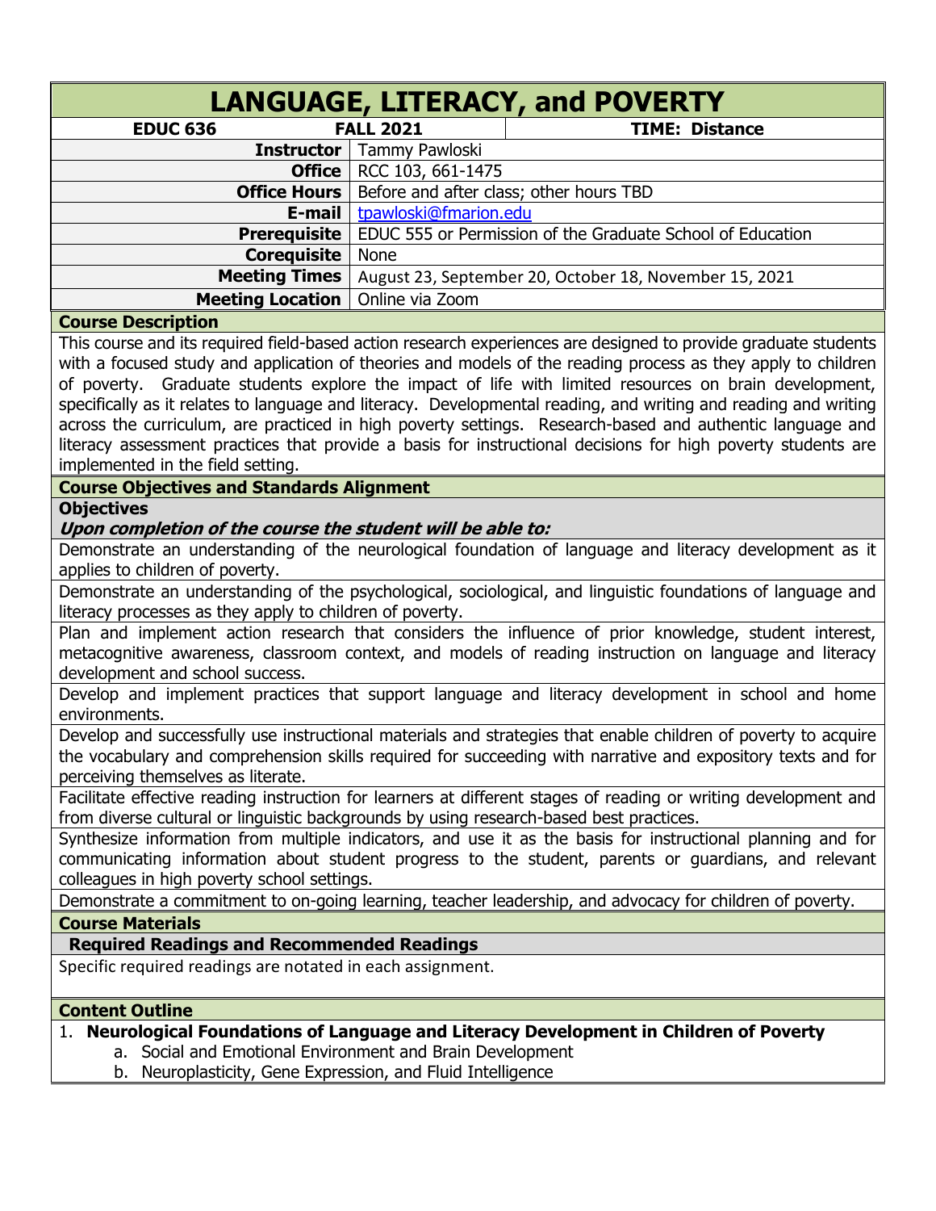# LANGUAGE, LITERACY, and POVERTY

| EDUC 636 | FALL 2021 | TIME: Distance |
|---|---|---|
| **Instructor** | Tammy Pawloski | |
| **Office** | RCC 103, 661-1475 | |
| **Office Hours** | Before and after class; other hours TBD | |
| **E-mail** | tpawloski@fmarion.edu | |
| **Prerequisite** | EDUC 555 or Permission of the Graduate School of Education | |
| **Corequisite** | None | |
| **Meeting Times** | August 23, September 20, October 18, November 15, 2021 | |
| **Meeting Location** | Online via Zoom | |

## Course Description

This course and its required field-based action research experiences are designed to provide graduate students with a focused study and application of theories and models of the reading process as they apply to children of poverty. Graduate students explore the impact of life with limited resources on brain development, specifically as it relates to language and literacy. Developmental reading, and writing and reading and writing across the curriculum, are practiced in high poverty settings. Research-based and authentic language and literacy assessment practices that provide a basis for instructional decisions for high poverty students are implemented in the field setting.

## Course Objectives and Standards Alignment

### Objectives

***Upon completion of the course the student will be able to:***

- Demonstrate an understanding of the neurological foundation of language and literacy development as it applies to children of poverty.
- Demonstrate an understanding of the psychological, sociological, and linguistic foundations of language and literacy processes as they apply to children of poverty.
- Plan and implement action research that considers the influence of prior knowledge, student interest, metacognitive awareness, classroom context, and models of reading instruction on language and literacy development and school success.
- Develop and implement practices that support language and literacy development in school and home environments.
- Develop and successfully use instructional materials and strategies that enable children of poverty to acquire the vocabulary and comprehension skills required for succeeding with narrative and expository texts and for perceiving themselves as literate.
- Facilitate effective reading instruction for learners at different stages of reading or writing development and from diverse cultural or linguistic backgrounds by using research-based best practices.
- Synthesize information from multiple indicators, and use it as the basis for instructional planning and for communicating information about student progress to the student, parents or guardians, and relevant colleagues in high poverty school settings.
- Demonstrate a commitment to on-going learning, teacher leadership, and advocacy for children of poverty.

## Course Materials

### Required Readings and Recommended Readings

Specific required readings are notated in each assignment.

## Content Outline

1. **Neurological Foundations of Language and Literacy Development in Children of Poverty**
   a. Social and Emotional Environment and Brain Development
   b. Neuroplasticity, Gene Expression, and Fluid Intelligence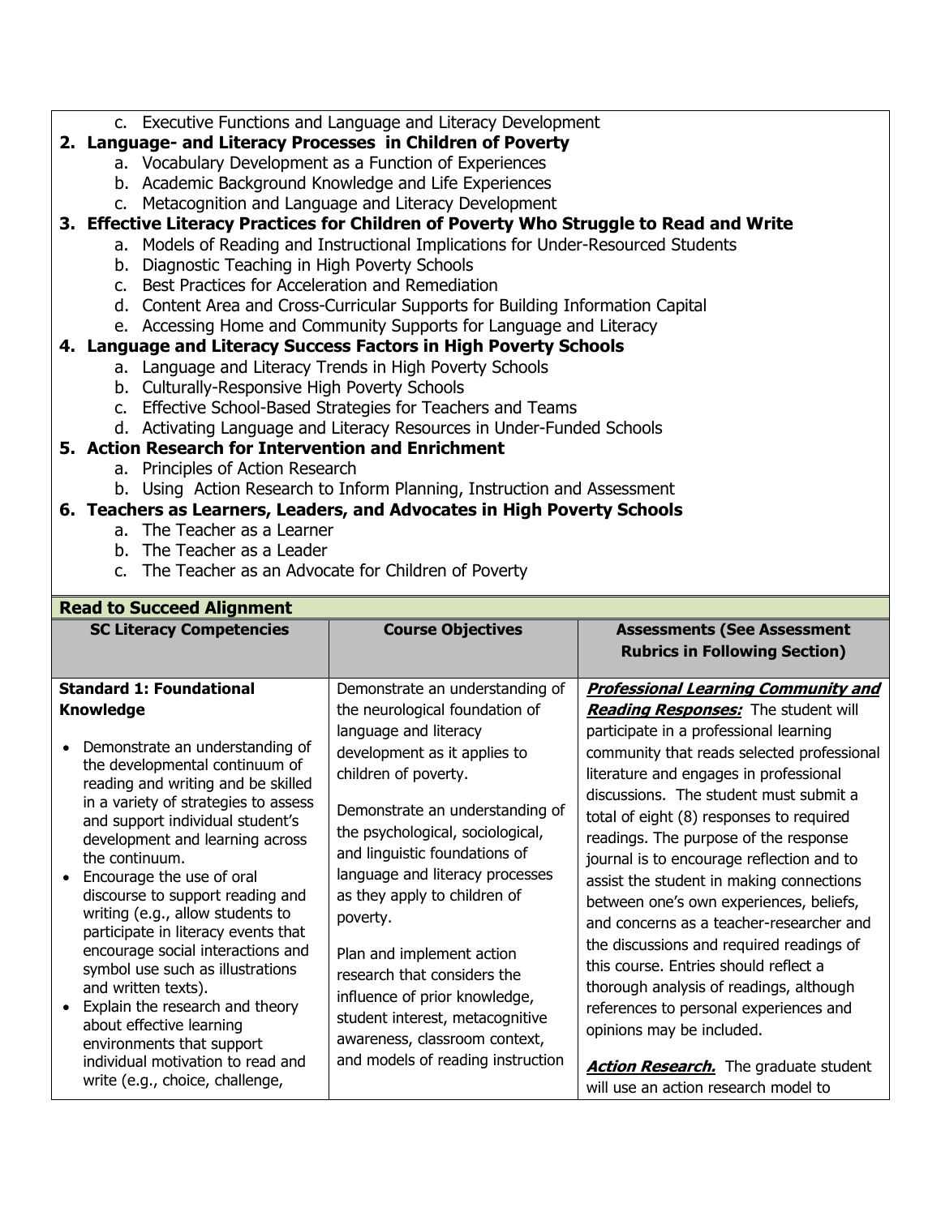c. Executive Functions and Language and Literacy Development

**2. Language- and Literacy Processes in Children of Poverty**

a. Vocabulary Development as a Function of Experiences
b. Academic Background Knowledge and Life Experiences
c. Metacognition and Language and Literacy Development

**3. Effective Literacy Practices for Children of Poverty Who Struggle to Read and Write**

a. Models of Reading and Instructional Implications for Under-Resourced Students
b. Diagnostic Teaching in High Poverty Schools
c. Best Practices for Acceleration and Remediation
d. Content Area and Cross-Curricular Supports for Building Information Capital
e. Accessing Home and Community Supports for Language and Literacy

**4. Language and Literacy Success Factors in High Poverty Schools**

a. Language and Literacy Trends in High Poverty Schools
b. Culturally-Responsive High Poverty Schools
c. Effective School-Based Strategies for Teachers and Teams
d. Activating Language and Literacy Resources in Under-Funded Schools

**5. Action Research for Intervention and Enrichment**

a. Principles of Action Research
b. Using Action Research to Inform Planning, Instruction and Assessment

**6. Teachers as Learners, Leaders, and Advocates in High Poverty Schools**

a. The Teacher as a Learner
b. The Teacher as a Leader
c. The Teacher as an Advocate for Children of Poverty

**Read to Succeed Alignment**

| SC Literacy Competencies | Course Objectives | Assessments (See Assessment Rubrics in Following Section) |
|---|---|---|
| **Standard 1: Foundational Knowledge**<br><br>• Demonstrate an understanding of the developmental continuum of reading and writing and be skilled in a variety of strategies to assess and support individual student's development and learning across the continuum.<br>• Encourage the use of oral discourse to support reading and writing (e.g., allow students to participate in literacy events that encourage social interactions and symbol use such as illustrations and written texts).<br>• Explain the research and theory about effective learning environments that support individual motivation to read and write (e.g., choice, challenge, | Demonstrate an understanding of the neurological foundation of language and literacy development as it applies to children of poverty.<br><br>Demonstrate an understanding of the psychological, sociological, and linguistic foundations of language and literacy processes as they apply to children of poverty.<br><br>Plan and implement action research that considers the influence of prior knowledge, student interest, metacognitive awareness, classroom context, and models of reading instruction | ***Professional Learning Community and Reading Responses:*** The student will participate in a professional learning community that reads selected professional literature and engages in professional discussions. The student must submit a total of eight (8) responses to required readings. The purpose of the response journal is to encourage reflection and to assist the student in making connections between one's own experiences, beliefs, and concerns as a teacher-researcher and the discussions and required readings of this course. Entries should reflect a thorough analysis of readings, although references to personal experiences and opinions may be included.<br><br>***Action Research.*** The graduate student will use an action research model to |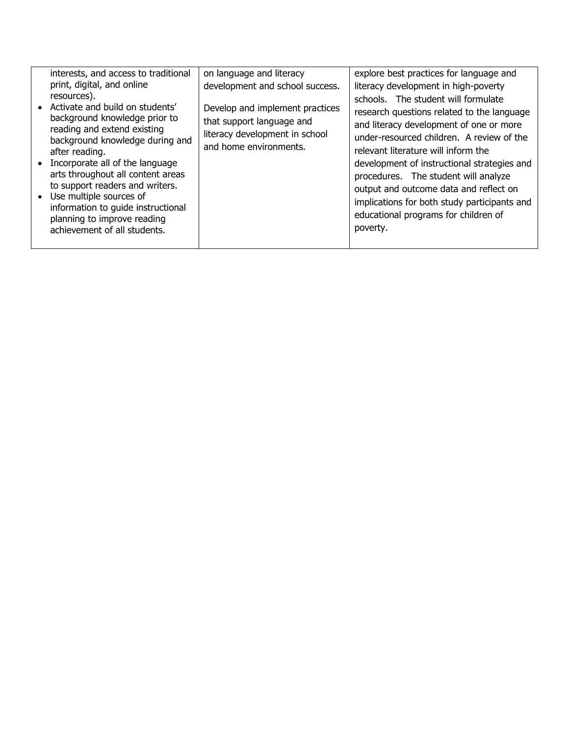| | | |
|---|---|---|
| interests, and access to traditional print, digital, and online resources).<br>• Activate and build on students' background knowledge prior to reading and extend existing background knowledge during and after reading.<br>• Incorporate all of the language arts throughout all content areas to support readers and writers.<br>• Use multiple sources of information to guide instructional planning to improve reading achievement of all students. | on language and literacy development and school success.<br><br>Develop and implement practices that support language and literacy development in school and home environments. | explore best practices for language and literacy development in high-poverty schools. The student will formulate research questions related to the language and literacy development of one or more under-resourced children. A review of the relevant literature will inform the development of instructional strategies and procedures. The student will analyze output and outcome data and reflect on implications for both study participants and educational programs for children of poverty. |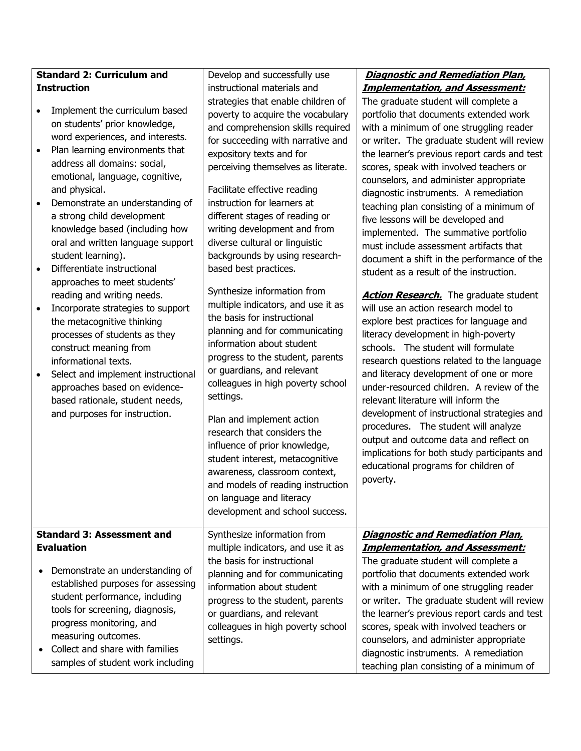| | | |
|---|---|---|
| **Standard 2: Curriculum and Instruction**<br><br>• Implement the curriculum based on students' prior knowledge, word experiences, and interests.<br>• Plan learning environments that address all domains: social, emotional, language, cognitive, and physical.<br>• Demonstrate an understanding of a strong child development knowledge based (including how oral and written language support student learning).<br>• Differentiate instructional approaches to meet students' reading and writing needs.<br>• Incorporate strategies to support the metacognitive thinking processes of students as they construct meaning from informational texts.<br>• Select and implement instructional approaches based on evidence-based rationale, student needs, and purposes for instruction. | Develop and successfully use instructional materials and strategies that enable children of poverty to acquire the vocabulary and comprehension skills required for succeeding with narrative and expository texts and for perceiving themselves as literate.<br><br>Facilitate effective reading instruction for learners at different stages of reading or writing development and from diverse cultural or linguistic backgrounds by using research-based best practices.<br><br>Synthesize information from multiple indicators, and use it as the basis for instructional planning and for communicating information about student progress to the student, parents or guardians, and relevant colleagues in high poverty school settings.<br><br>Plan and implement action research that considers the influence of prior knowledge, student interest, metacognitive awareness, classroom context, and models of reading instruction on language and literacy development and school success. | ***Diagnostic and Remediation Plan, Implementation, and Assessment:*** The graduate student will complete a portfolio that documents extended work with a minimum of one struggling reader or writer. The graduate student will review the learner's previous report cards and test scores, speak with involved teachers or counselors, and administer appropriate diagnostic instruments. A remediation teaching plan consisting of a minimum of five lessons will be developed and implemented. The summative portfolio must include assessment artifacts that document a shift in the performance of the student as a result of the instruction.<br><br>***Action Research.*** The graduate student will use an action research model to explore best practices for language and literacy development in high-poverty schools. The student will formulate research questions related to the language and literacy development of one or more under-resourced children. A review of the relevant literature will inform the development of instructional strategies and procedures. The student will analyze output and outcome data and reflect on implications for both study participants and educational programs for children of poverty. |
| **Standard 3: Assessment and Evaluation**<br><br>• Demonstrate an understanding of established purposes for assessing student performance, including tools for screening, diagnosis, progress monitoring, and measuring outcomes.<br>• Collect and share with families samples of student work including | Synthesize information from multiple indicators, and use it as the basis for instructional planning and for communicating information about student progress to the student, parents or guardians, and relevant colleagues in high poverty school settings. | ***Diagnostic and Remediation Plan, Implementation, and Assessment:*** The graduate student will complete a portfolio that documents extended work with a minimum of one struggling reader or writer. The graduate student will review the learner's previous report cards and test scores, speak with involved teachers or counselors, and administer appropriate diagnostic instruments. A remediation teaching plan consisting of a minimum of |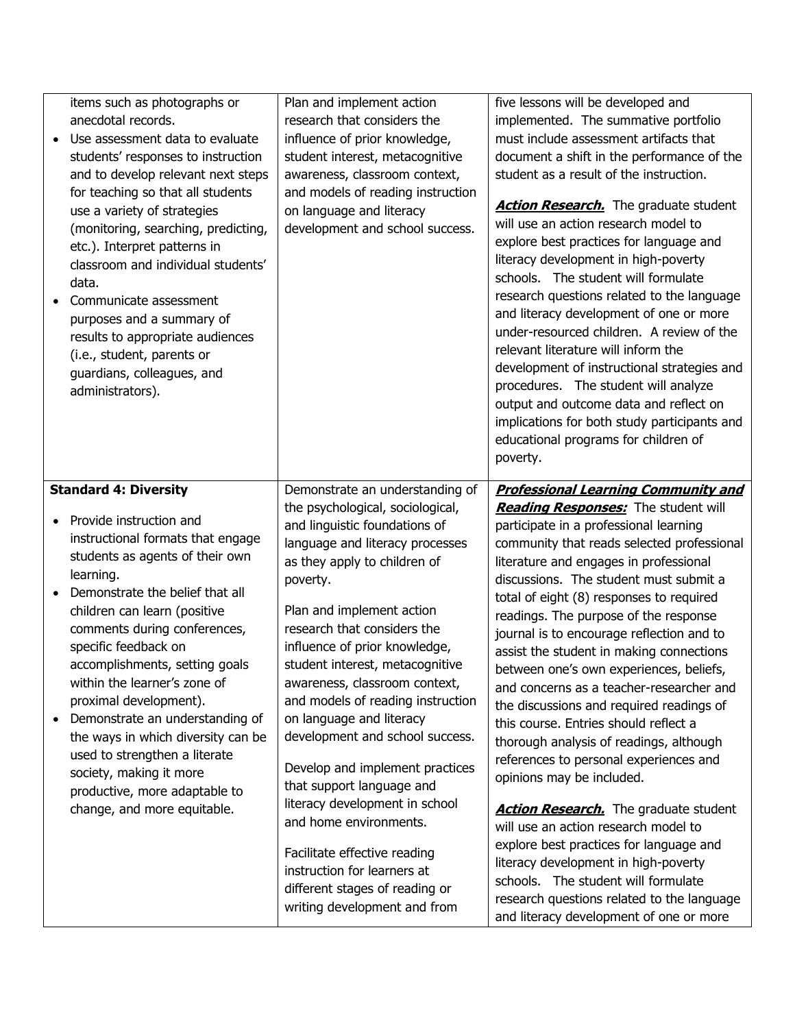| | | |
|---|---|---|
| items such as photographs or anecdotal records.<br>• Use assessment data to evaluate students' responses to instruction and to develop relevant next steps for teaching so that all students use a variety of strategies (monitoring, searching, predicting, etc.). Interpret patterns in classroom and individual students' data.<br>• Communicate assessment purposes and a summary of results to appropriate audiences (i.e., student, parents or guardians, colleagues, and administrators). | Plan and implement action research that considers the influence of prior knowledge, student interest, metacognitive awareness, classroom context, and models of reading instruction on language and literacy development and school success. | five lessons will be developed and implemented. The summative portfolio must include assessment artifacts that document a shift in the performance of the student as a result of the instruction.<br><br>***Action Research.*** The graduate student will use an action research model to explore best practices for language and literacy development in high-poverty schools. The student will formulate research questions related to the language and literacy development of one or more under-resourced children. A review of the relevant literature will inform the development of instructional strategies and procedures. The student will analyze output and outcome data and reflect on implications for both study participants and educational programs for children of poverty. |
| **Standard 4: Diversity**<br>• Provide instruction and instructional formats that engage students as agents of their own learning.<br>• Demonstrate the belief that all children can learn (positive comments during conferences, specific feedback on accomplishments, setting goals within the learner's zone of proximal development).<br>• Demonstrate an understanding of the ways in which diversity can be used to strengthen a literate society, making it more productive, more adaptable to change, and more equitable. | Demonstrate an understanding of the psychological, sociological, and linguistic foundations of language and literacy processes as they apply to children of poverty.<br><br>Plan and implement action research that considers the influence of prior knowledge, student interest, metacognitive awareness, classroom context, and models of reading instruction on language and literacy development and school success.<br><br>Develop and implement practices that support language and literacy development in school and home environments.<br><br>Facilitate effective reading instruction for learners at different stages of reading or writing development and from | ***Professional Learning Community and Reading Responses:*** The student will participate in a professional learning community that reads selected professional literature and engages in professional discussions. The student must submit a total of eight (8) responses to required readings. The purpose of the response journal is to encourage reflection and to assist the student in making connections between one's own experiences, beliefs, and concerns as a teacher-researcher and the discussions and required readings of this course. Entries should reflect a thorough analysis of readings, although references to personal experiences and opinions may be included.<br><br>***Action Research.*** The graduate student will use an action research model to explore best practices for language and literacy development in high-poverty schools. The student will formulate research questions related to the language and literacy development of one or more |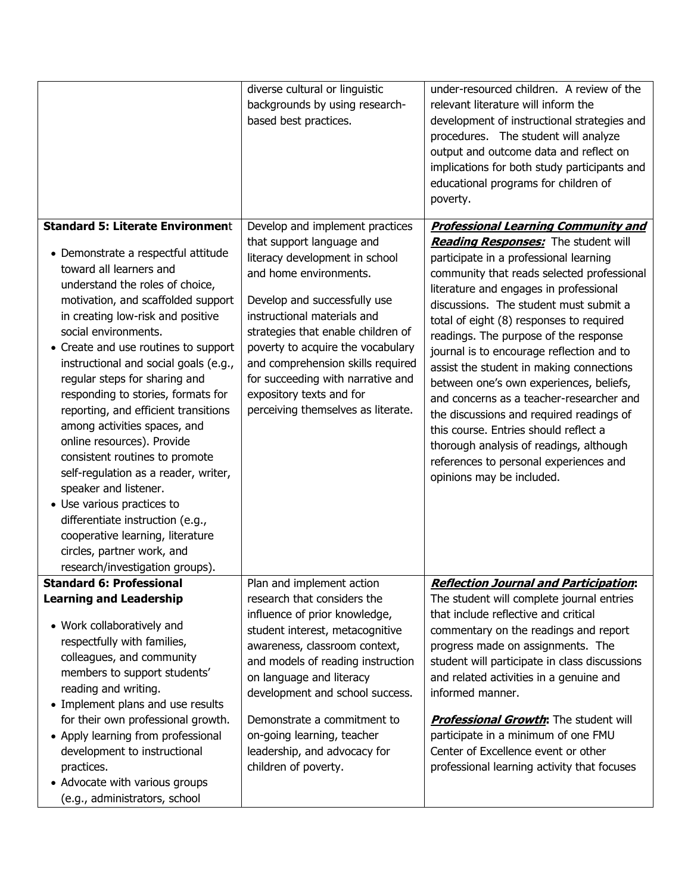| | | |
|---|---|---|
| | diverse cultural or linguistic backgrounds by using research-based best practices. | under-resourced children. A review of the relevant literature will inform the development of instructional strategies and procedures. The student will analyze output and outcome data and reflect on implications for both study participants and educational programs for children of poverty. |
| **Standard 5: Literate Environment**<br><br>• Demonstrate a respectful attitude toward all learners and understand the roles of choice, motivation, and scaffolded support in creating low-risk and positive social environments.<br>• Create and use routines to support instructional and social goals (e.g., regular steps for sharing and responding to stories, formats for reporting, and efficient transitions among activities spaces, and online resources). Provide consistent routines to promote self-regulation as a reader, writer, speaker and listener.<br>• Use various practices to differentiate instruction (e.g., cooperative learning, literature circles, partner work, and research/investigation groups). | Develop and implement practices that support language and literacy development in school and home environments.<br><br>Develop and successfully use instructional materials and strategies that enable children of poverty to acquire the vocabulary and comprehension skills required for succeeding with narrative and expository texts and for perceiving themselves as literate. | ***Professional Learning Community and Reading Responses:*** The student will participate in a professional learning community that reads selected professional literature and engages in professional discussions. The student must submit a total of eight (8) responses to required readings. The purpose of the response journal is to encourage reflection and to assist the student in making connections between one's own experiences, beliefs, and concerns as a teacher-researcher and the discussions and required readings of this course. Entries should reflect a thorough analysis of readings, although references to personal experiences and opinions may be included. |
| **Standard 6: Professional Learning and Leadership**<br><br>• Work collaboratively and respectfully with families, colleagues, and community members to support students' reading and writing.<br>• Implement plans and use results for their own professional growth.<br>• Apply learning from professional development to instructional practices.<br>• Advocate with various groups (e.g., administrators, school | Plan and implement action research that considers the influence of prior knowledge, student interest, metacognitive awareness, classroom context, and models of reading instruction on language and literacy development and school success.<br><br>Demonstrate a commitment to on-going learning, teacher leadership, and advocacy for children of poverty. | ***Reflection Journal and Participation*:** The student will complete journal entries that include reflective and critical commentary on the readings and report progress made on assignments. The student will participate in class discussions and related activities in a genuine and informed manner.<br><br>***Professional Growth*:** The student will participate in a minimum of one FMU Center of Excellence event or other professional learning activity that focuses |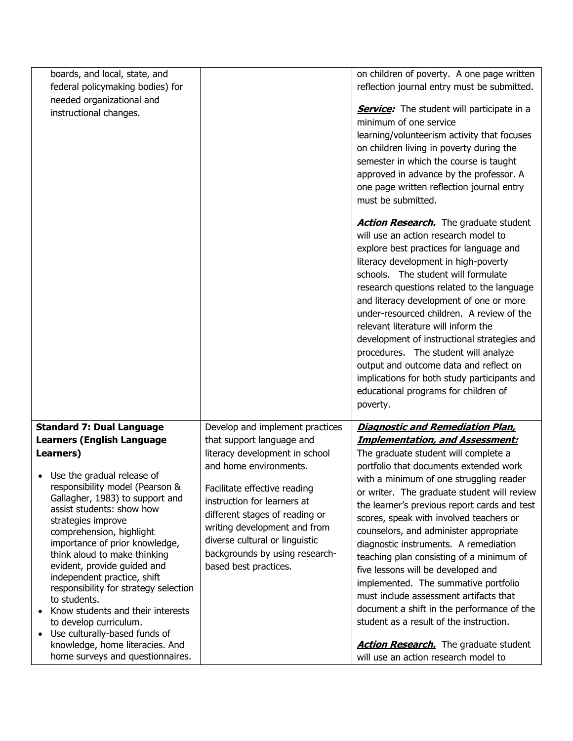| | | |
|---|---|---|
| boards, and local, state, and federal policymaking bodies) for needed organizational and instructional changes. | | on children of poverty. A one page written reflection journal entry must be submitted.<br><br>***Service:*** The student will participate in a minimum of one service learning/volunteerism activity that focuses on children living in poverty during the semester in which the course is taught approved in advance by the professor. A one page written reflection journal entry must be submitted.<br><br>***Action Research.*** The graduate student will use an action research model to explore best practices for language and literacy development in high-poverty schools. The student will formulate research questions related to the language and literacy development of one or more under-resourced children. A review of the relevant literature will inform the development of instructional strategies and procedures. The student will analyze output and outcome data and reflect on implications for both study participants and educational programs for children of poverty. |
| **Standard 7: Dual Language Learners (English Language Learners)**<br><br>• Use the gradual release of responsibility model (Pearson & Gallagher, 1983) to support and assist students: show how strategies improve comprehension, highlight importance of prior knowledge, think aloud to make thinking evident, provide guided and independent practice, shift responsibility for strategy selection to students.<br>• Know students and their interests to develop curriculum.<br>• Use culturally-based funds of knowledge, home literacies. And home surveys and questionnaires. | Develop and implement practices that support language and literacy development in school and home environments.<br><br>Facilitate effective reading instruction for learners at different stages of reading or writing development and from diverse cultural or linguistic backgrounds by using research-based best practices. | ***Diagnostic and Remediation Plan, Implementation, and Assessment:***<br>The graduate student will complete a portfolio that documents extended work with a minimum of one struggling reader or writer. The graduate student will review the learner's previous report cards and test scores, speak with involved teachers or counselors, and administer appropriate diagnostic instruments. A remediation teaching plan consisting of a minimum of five lessons will be developed and implemented. The summative portfolio must include assessment artifacts that document a shift in the performance of the student as a result of the instruction.<br><br>***Action Research.*** The graduate student will use an action research model to |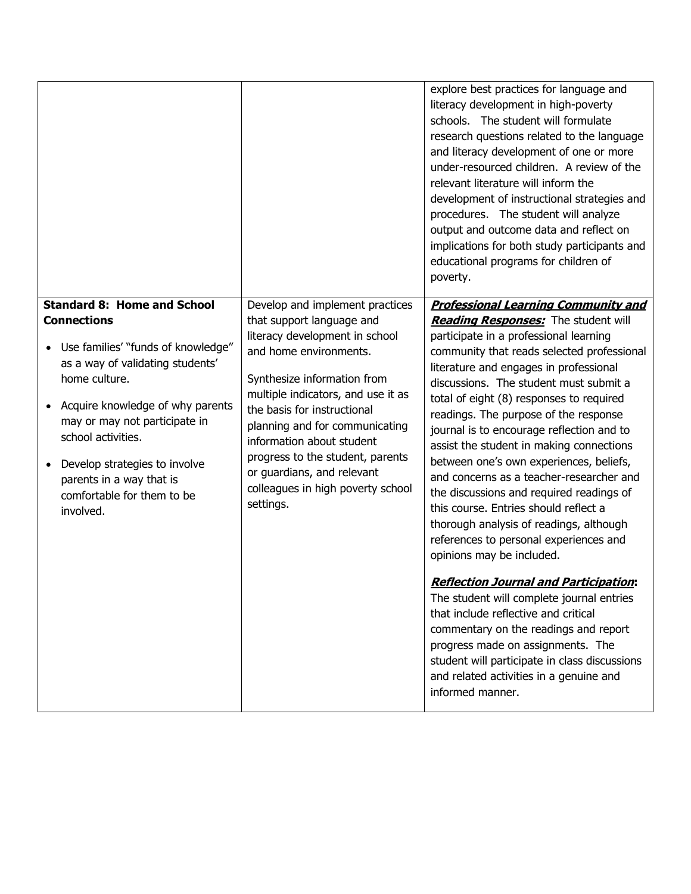| | | |
|---|---|---|
| | | explore best practices for language and literacy development in high-poverty schools. The student will formulate research questions related to the language and literacy development of one or more under-resourced children. A review of the relevant literature will inform the development of instructional strategies and procedures. The student will analyze output and outcome data and reflect on implications for both study participants and educational programs for children of poverty. |
| **Standard 8: Home and School Connections**<br><br>• Use families' "funds of knowledge" as a way of validating students' home culture.<br><br>• Acquire knowledge of why parents may or may not participate in school activities.<br><br>• Develop strategies to involve parents in a way that is comfortable for them to be involved. | Develop and implement practices that support language and literacy development in school and home environments.<br><br>Synthesize information from multiple indicators, and use it as the basis for instructional planning and for communicating information about student progress to the student, parents or guardians, and relevant colleagues in high poverty school settings. | ***Professional Learning Community and Reading Responses:*** The student will participate in a professional learning community that reads selected professional literature and engages in professional discussions. The student must submit a total of eight (8) responses to required readings. The purpose of the response journal is to encourage reflection and to assist the student in making connections between one's own experiences, beliefs, and concerns as a teacher-researcher and the discussions and required readings of this course. Entries should reflect a thorough analysis of readings, although references to personal experiences and opinions may be included.<br><br>***Reflection Journal and Participation*:** The student will complete journal entries that include reflective and critical commentary on the readings and report progress made on assignments. The student will participate in class discussions and related activities in a genuine and informed manner. |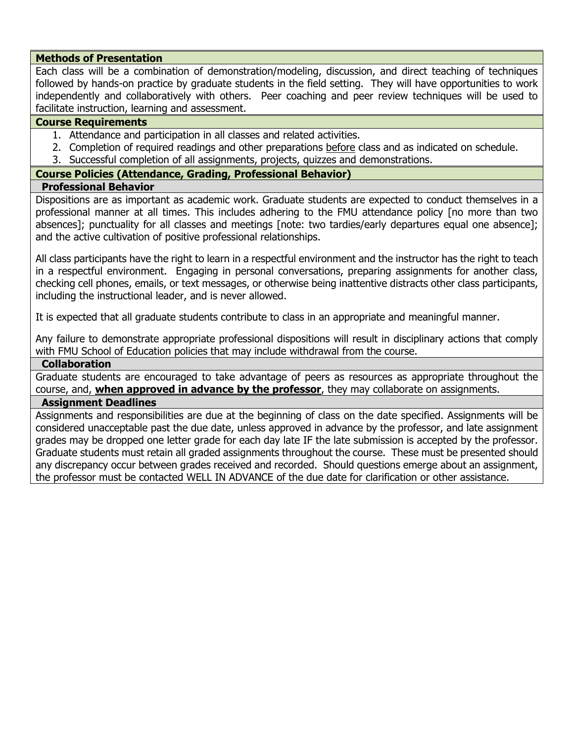## Methods of Presentation

Each class will be a combination of demonstration/modeling, discussion, and direct teaching of techniques followed by hands-on practice by graduate students in the field setting. They will have opportunities to work independently and collaboratively with others. Peer coaching and peer review techniques will be used to facilitate instruction, learning and assessment.

## Course Requirements

1. Attendance and participation in all classes and related activities.
2. Completion of required readings and other preparations before class and as indicated on schedule.
3. Successful completion of all assignments, projects, quizzes and demonstrations.

## Course Policies (Attendance, Grading, Professional Behavior)

### Professional Behavior

Dispositions are as important as academic work. Graduate students are expected to conduct themselves in a professional manner at all times. This includes adhering to the FMU attendance policy [no more than two absences]; punctuality for all classes and meetings [note: two tardies/early departures equal one absence]; and the active cultivation of positive professional relationships.

All class participants have the right to learn in a respectful environment and the instructor has the right to teach in a respectful environment. Engaging in personal conversations, preparing assignments for another class, checking cell phones, emails, or text messages, or otherwise being inattentive distracts other class participants, including the instructional leader, and is never allowed.

It is expected that all graduate students contribute to class in an appropriate and meaningful manner.

Any failure to demonstrate appropriate professional dispositions will result in disciplinary actions that comply with FMU School of Education policies that may include withdrawal from the course.

### Collaboration

Graduate students are encouraged to take advantage of peers as resources as appropriate throughout the course, and, **when approved in advance by the professor**, they may collaborate on assignments.

### Assignment Deadlines

Assignments and responsibilities are due at the beginning of class on the date specified. Assignments will be considered unacceptable past the due date, unless approved in advance by the professor, and late assignment grades may be dropped one letter grade for each day late IF the late submission is accepted by the professor. Graduate students must retain all graded assignments throughout the course. These must be presented should any discrepancy occur between grades received and recorded. Should questions emerge about an assignment, the professor must be contacted WELL IN ADVANCE of the due date for clarification or other assistance.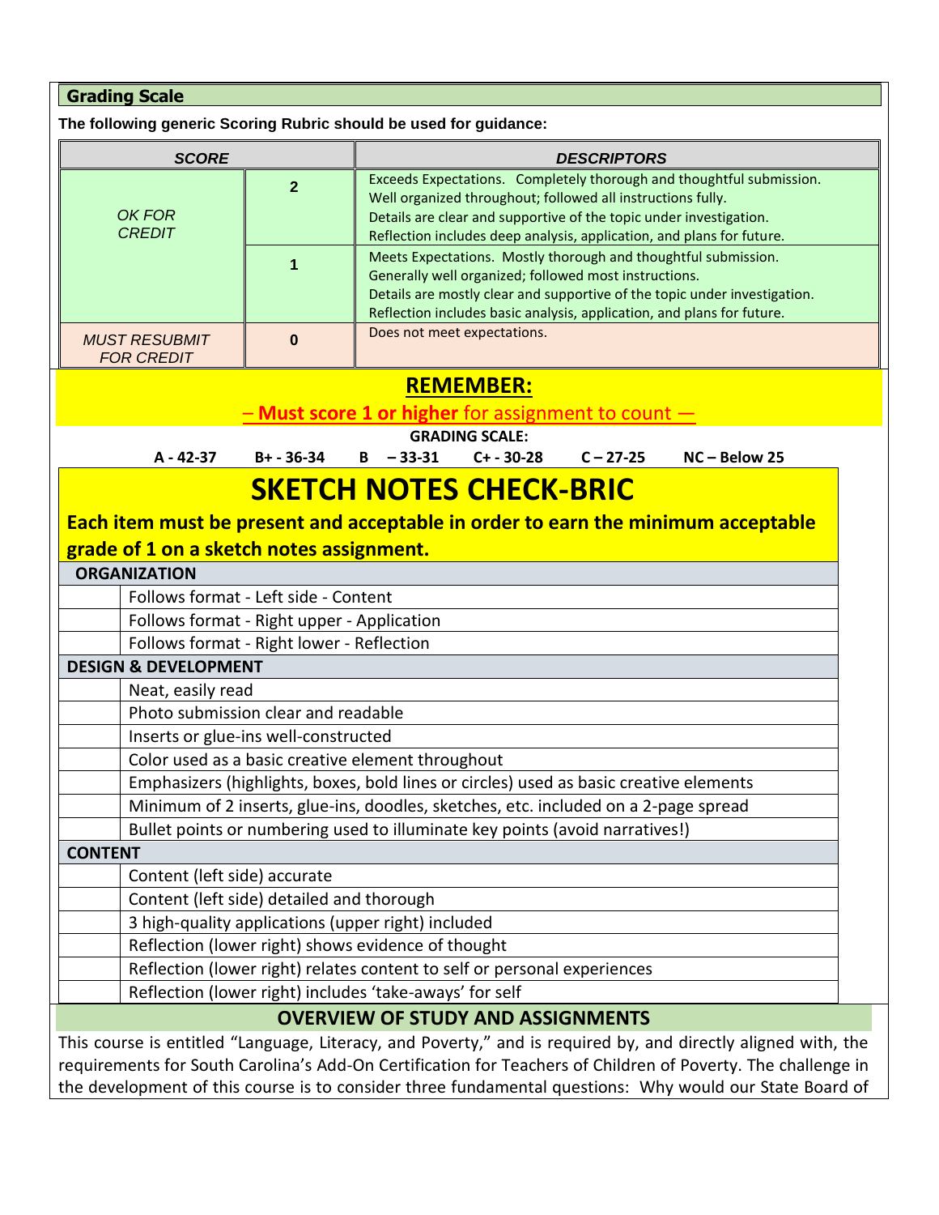## Grading Scale

**The following generic Scoring Rubric should be used for guidance:**

| *SCORE* | | *DESCRIPTORS* |
|---|---|---|
| *OK FOR CREDIT* | **2** | Exceeds Expectations. Completely thorough and thoughtful submission. Well organized throughout; followed all instructions fully. Details are clear and supportive of the topic under investigation. Reflection includes deep analysis, application, and plans for future. |
| | **1** | Meets Expectations. Mostly thorough and thoughtful submission. Generally well organized; followed most instructions. Details are mostly clear and supportive of the topic under investigation. Reflection includes basic analysis, application, and plans for future. |
| *MUST RESUBMIT FOR CREDIT* | **0** | Does not meet expectations. |

**REMEMBER:**

**– Must score 1 or higher** for assignment to count —

**GRADING SCALE:**

**A - 42-37  B+ - 36-34  B – 33-31  C+ - 30-28  C – 27-25  NC – Below 25**

# SKETCH NOTES CHECK-BRIC

**Each item must be present and acceptable in order to earn the minimum acceptable grade of 1 on a sketch notes assignment.**

| | |
|---|---|
| **ORGANIZATION** | |
| | Follows format - Left side - Content |
| | Follows format - Right upper - Application |
| | Follows format - Right lower - Reflection |
| **DESIGN & DEVELOPMENT** | |
| | Neat, easily read |
| | Photo submission clear and readable |
| | Inserts or glue-ins well-constructed |
| | Color used as a basic creative element throughout |
| | Emphasizers (highlights, boxes, bold lines or circles) used as basic creative elements |
| | Minimum of 2 inserts, glue-ins, doodles, sketches, etc. included on a 2-page spread |
| | Bullet points or numbering used to illuminate key points (avoid narratives!) |
| **CONTENT** | |
| | Content (left side) accurate |
| | Content (left side) detailed and thorough |
| | 3 high-quality applications (upper right) included |
| | Reflection (lower right) shows evidence of thought |
| | Reflection (lower right) relates content to self or personal experiences |
| | Reflection (lower right) includes 'take-aways' for self |

## OVERVIEW OF STUDY AND ASSIGNMENTS

This course is entitled "Language, Literacy, and Poverty," and is required by, and directly aligned with, the requirements for South Carolina's Add-On Certification for Teachers of Children of Poverty. The challenge in the development of this course is to consider three fundamental questions: Why would our State Board of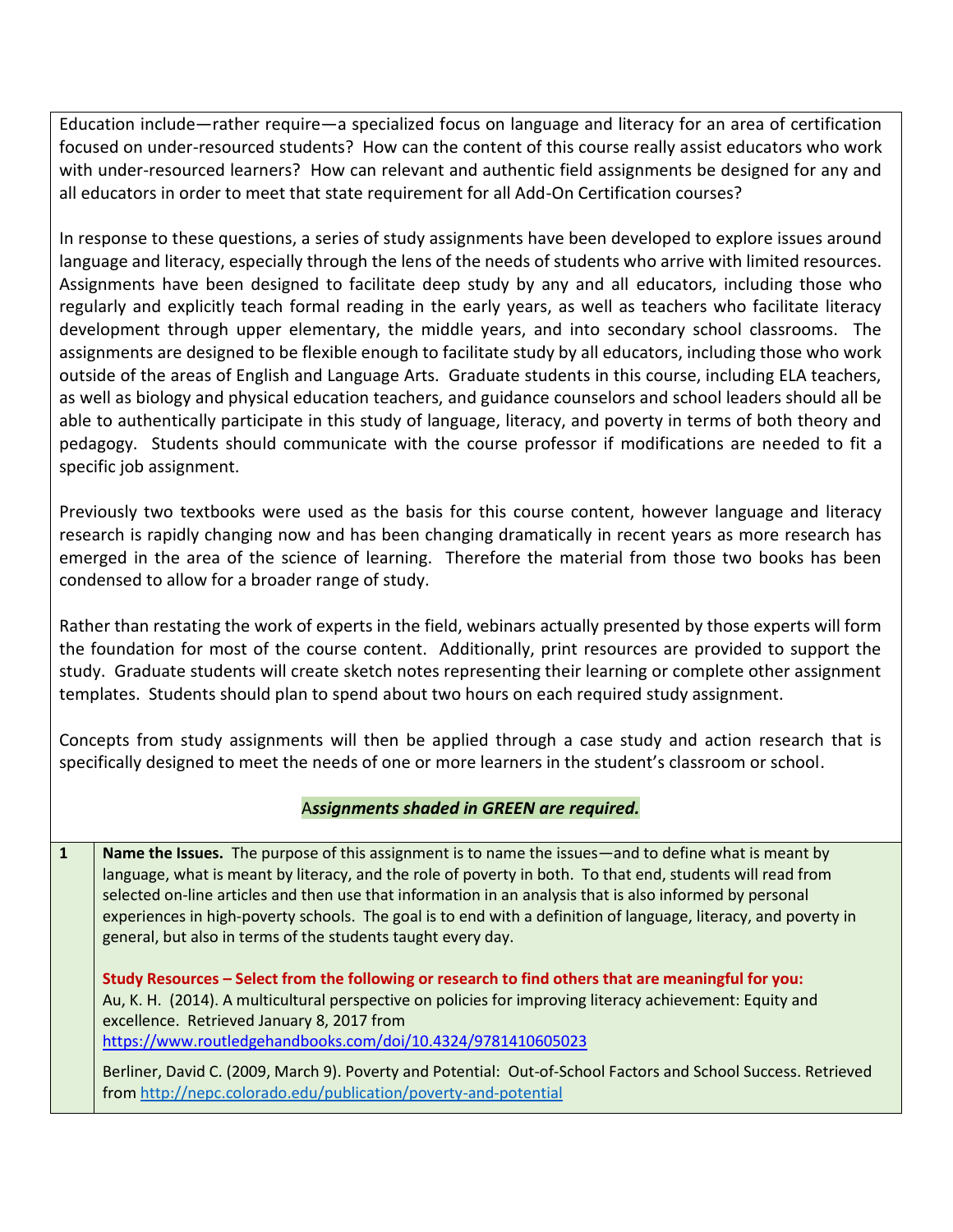Education include—rather require—a specialized focus on language and literacy for an area of certification focused on under-resourced students? How can the content of this course really assist educators who work with under-resourced learners? How can relevant and authentic field assignments be designed for any and all educators in order to meet that state requirement for all Add-On Certification courses?

In response to these questions, a series of study assignments have been developed to explore issues around language and literacy, especially through the lens of the needs of students who arrive with limited resources. Assignments have been designed to facilitate deep study by any and all educators, including those who regularly and explicitly teach formal reading in the early years, as well as teachers who facilitate literacy development through upper elementary, the middle years, and into secondary school classrooms. The assignments are designed to be flexible enough to facilitate study by all educators, including those who work outside of the areas of English and Language Arts. Graduate students in this course, including ELA teachers, as well as biology and physical education teachers, and guidance counselors and school leaders should all be able to authentically participate in this study of language, literacy, and poverty in terms of both theory and pedagogy. Students should communicate with the course professor if modifications are needed to fit a specific job assignment.

Previously two textbooks were used as the basis for this course content, however language and literacy research is rapidly changing now and has been changing dramatically in recent years as more research has emerged in the area of the science of learning. Therefore the material from those two books has been condensed to allow for a broader range of study.

Rather than restating the work of experts in the field, webinars actually presented by those experts will form the foundation for most of the course content. Additionally, print resources are provided to support the study. Graduate students will create sketch notes representing their learning or complete other assignment templates. Students should plan to spend about two hours on each required study assignment.

Concepts from study assignments will then be applied through a case study and action research that is specifically designed to meet the needs of one or more learners in the student's classroom or school.

***Assignments shaded in GREEN are required.***

| | |
|---|---|
| **1** | **Name the Issues.** The purpose of this assignment is to name the issues—and to define what is meant by language, what is meant by literacy, and the role of poverty in both. To that end, students will read from selected on-line articles and then use that information in an analysis that is also informed by personal experiences in high-poverty schools. The goal is to end with a definition of language, literacy, and poverty in general, but also in terms of the students taught every day.<br><br>**Study Resources – Select from the following or research to find others that are meaningful for you:**<br>Au, K. H. (2014). A multicultural perspective on policies for improving literacy achievement: Equity and excellence. Retrieved January 8, 2017 from https://www.routledgehandbooks.com/doi/10.4324/9781410605023<br><br>Berliner, David C. (2009, March 9). Poverty and Potential: Out-of-School Factors and School Success. Retrieved from http://nepc.colorado.edu/publication/poverty-and-potential |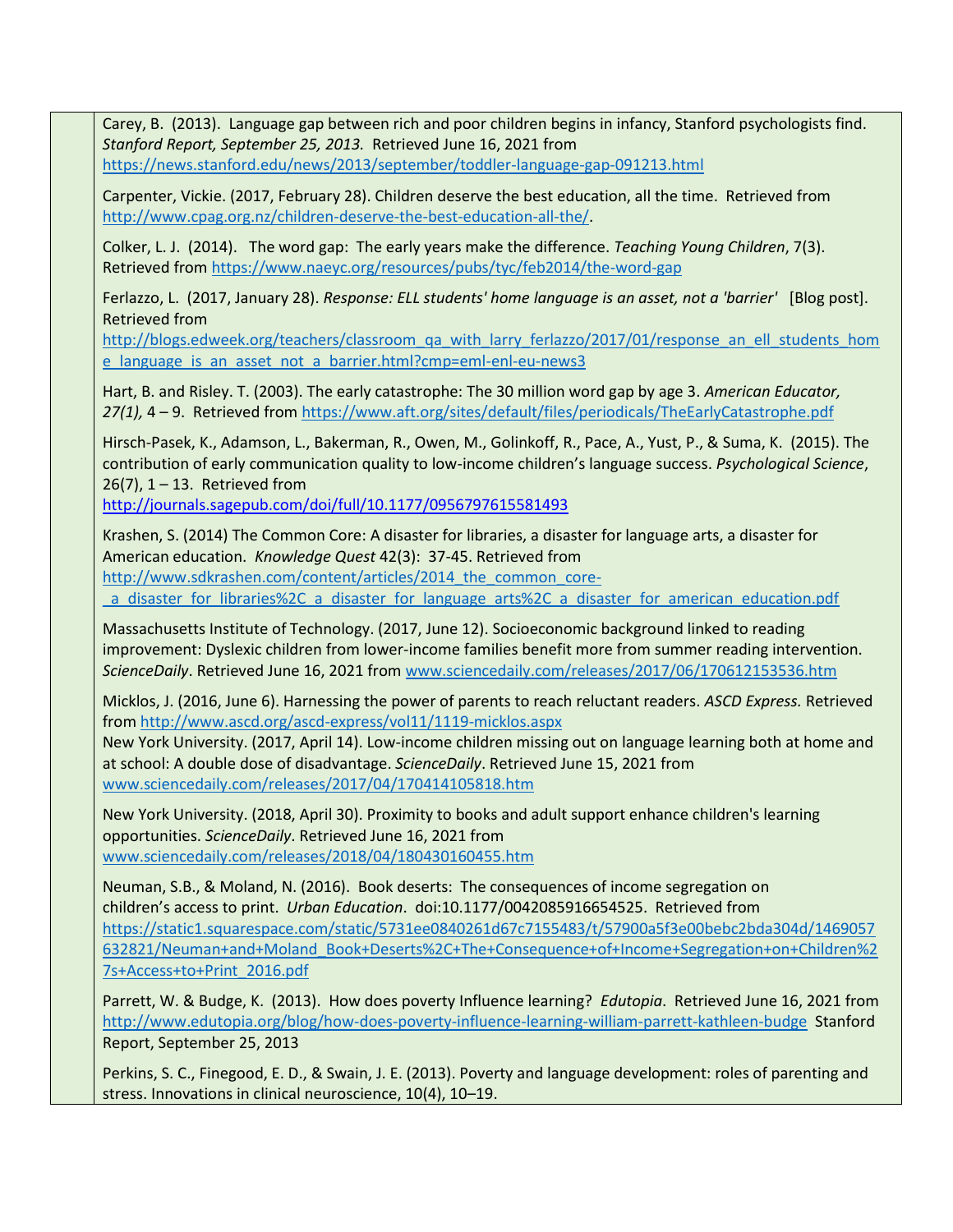Carey, B. (2013). Language gap between rich and poor children begins in infancy, Stanford psychologists find. *Stanford Report, September 25, 2013.* Retrieved June 16, 2021 from https://news.stanford.edu/news/2013/september/toddler-language-gap-091213.html

Carpenter, Vickie. (2017, February 28). Children deserve the best education, all the time. Retrieved from http://www.cpag.org.nz/children-deserve-the-best-education-all-the/.

Colker, L. J. (2014). The word gap: The early years make the difference. *Teaching Young Children*, 7(3). Retrieved from https://www.naeyc.org/resources/pubs/tyc/feb2014/the-word-gap

Ferlazzo, L. (2017, January 28). *Response: ELL students' home language is an asset, not a 'barrier'* [Blog post]. Retrieved from http://blogs.edweek.org/teachers/classroom_qa_with_larry_ferlazzo/2017/01/response_an_ell_students_home_language_is_an_asset_not_a_barrier.html?cmp=eml-enl-eu-news3

Hart, B. and Risley. T. (2003). The early catastrophe: The 30 million word gap by age 3. *American Educator, 27(1),* 4 – 9. Retrieved from https://www.aft.org/sites/default/files/periodicals/TheEarlyCatastrophe.pdf

Hirsch-Pasek, K., Adamson, L., Bakerman, R., Owen, M., Golinkoff, R., Pace, A., Yust, P., & Suma, K. (2015). The contribution of early communication quality to low-income children's language success. *Psychological Science*, 26(7), 1 – 13. Retrieved from http://journals.sagepub.com/doi/full/10.1177/0956797615581493

Krashen, S. (2014) The Common Core: A disaster for libraries, a disaster for language arts, a disaster for American education. *Knowledge Quest* 42(3): 37-45. Retrieved from http://www.sdkrashen.com/content/articles/2014_the_common_core-_a_disaster_for_libraries%2C_a_disaster_for_language_arts%2C_a_disaster_for_american_education.pdf

Massachusetts Institute of Technology. (2017, June 12). Socioeconomic background linked to reading improvement: Dyslexic children from lower-income families benefit more from summer reading intervention. *ScienceDaily*. Retrieved June 16, 2021 from www.sciencedaily.com/releases/2017/06/170612153536.htm

Micklos, J. (2016, June 6). Harnessing the power of parents to reach reluctant readers. *ASCD Express.* Retrieved from http://www.ascd.org/ascd-express/vol11/1119-micklos.aspx

New York University. (2017, April 14). Low-income children missing out on language learning both at home and at school: A double dose of disadvantage. *ScienceDaily*. Retrieved June 15, 2021 from www.sciencedaily.com/releases/2017/04/170414105818.htm

New York University. (2018, April 30). Proximity to books and adult support enhance children's learning opportunities. *ScienceDaily*. Retrieved June 16, 2021 from www.sciencedaily.com/releases/2018/04/180430160455.htm

Neuman, S.B., & Moland, N. (2016). Book deserts: The consequences of income segregation on children's access to print. *Urban Education*. doi:10.1177/0042085916654525. Retrieved from https://static1.squarespace.com/static/5731ee0840261d67c7155483/t/57900a5f3e00bebc2bda304d/1469057632821/Neuman+and+Moland_Book+Deserts%2C+The+Consequence+of+Income+Segregation+on+Children%27s+Access+to+Print_2016.pdf

Parrett, W. & Budge, K. (2013). How does poverty Influence learning? *Edutopia*. Retrieved June 16, 2021 from http://www.edutopia.org/blog/how-does-poverty-influence-learning-william-parrett-kathleen-budge Stanford Report, September 25, 2013

Perkins, S. C., Finegood, E. D., & Swain, J. E. (2013). Poverty and language development: roles of parenting and stress. Innovations in clinical neuroscience, 10(4), 10–19.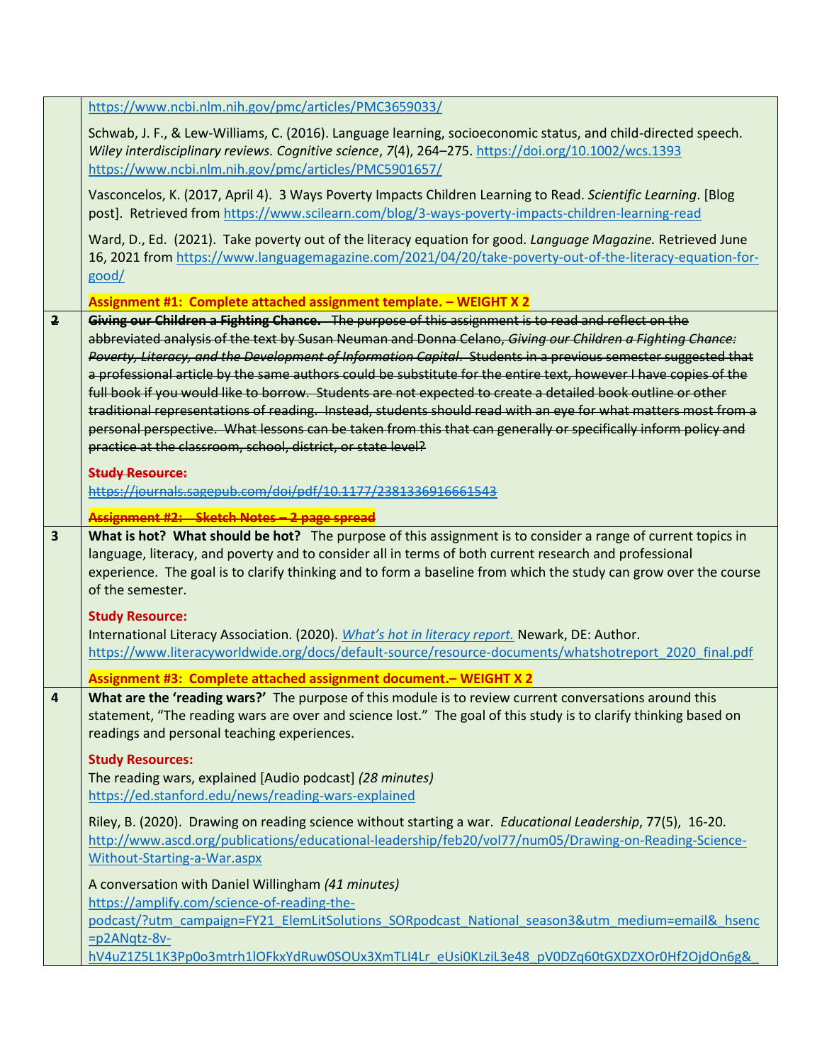| | |
|---|---|
| | https://www.ncbi.nlm.nih.gov/pmc/articles/PMC3659033/<br><br>Schwab, J. F., & Lew-Williams, C. (2016). Language learning, socioeconomic status, and child-directed speech. *Wiley interdisciplinary reviews. Cognitive science*, *7*(4), 264–275. https://doi.org/10.1002/wcs.1393 https://www.ncbi.nlm.nih.gov/pmc/articles/PMC5901657/<br><br>Vasconcelos, K. (2017, April 4). 3 Ways Poverty Impacts Children Learning to Read. *Scientific Learning*. [Blog post]. Retrieved from https://www.scilearn.com/blog/3-ways-poverty-impacts-children-learning-read<br><br>Ward, D., Ed. (2021). Take poverty out of the literacy equation for good. *Language Magazine.* Retrieved June 16, 2021 from https://www.languagemagazine.com/2021/04/20/take-poverty-out-of-the-literacy-equation-for-good/<br><br>**Assignment #1: Complete attached assignment template. – WEIGHT X 2** |
| ~~2~~ | ~~**Giving our Children a Fighting Chance.** The purpose of this assignment is to read and reflect on the abbreviated analysis of the text by Susan Neuman and Donna Celano, *Giving our Children a Fighting Chance: Poverty, Literacy, and the Development of Information Capital*. Students in a previous semester suggested that a professional article by the same authors could be substitute for the entire text, however I have copies of the full book if you would like to borrow. Students are not expected to create a detailed book outline or other traditional representations of reading. Instead, students should read with an eye for what matters most from a personal perspective. What lessons can be taken from this that can generally or specifically inform policy and practice at the classroom, school, district, or state level?~~<br><br>~~**Study Resource:**~~<br>~~https://journals.sagepub.com/doi/pdf/10.1177/2381336916661543~~<br><br>~~**Assignment #2: Sketch Notes – 2 page spread**~~ |
| 3 | **What is hot? What should be hot?** The purpose of this assignment is to consider a range of current topics in language, literacy, and poverty and to consider all in terms of both current research and professional experience. The goal is to clarify thinking and to form a baseline from which the study can grow over the course of the semester.<br><br>**Study Resource:**<br>International Literacy Association. (2020). *What's hot in literacy report.* Newark, DE: Author. https://www.literacyworldwide.org/docs/default-source/resource-documents/whatshotreport_2020_final.pdf<br><br>**Assignment #3: Complete attached assignment document.– WEIGHT X 2** |
| 4 | **What are the 'reading wars?'** The purpose of this module is to review current conversations around this statement, "The reading wars are over and science lost." The goal of this study is to clarify thinking based on readings and personal teaching experiences.<br><br>**Study Resources:**<br>The reading wars, explained [Audio podcast] *(28 minutes)*<br>https://ed.stanford.edu/news/reading-wars-explained<br><br>Riley, B. (2020). Drawing on reading science without starting a war. *Educational Leadership*, 77(5), 16-20. http://www.ascd.org/publications/educational-leadership/feb20/vol77/num05/Drawing-on-Reading-Science-Without-Starting-a-War.aspx<br><br>A conversation with Daniel Willingham *(41 minutes)*<br>https://amplify.com/science-of-reading-the-podcast/?utm_campaign=FY21_ElemLitSolutions_SORpodcast_National_season3&utm_medium=email&_hsenc=p2ANqtz-8v-hV4uZ1Z5L1K3Pp0o3mtrh1lOFkxYdRuw0SOUx3XmTLI4Lr_eUsi0KLziL3e48_pV0DZq60tGXDZXOr0Hf2OjdOn6g&_ |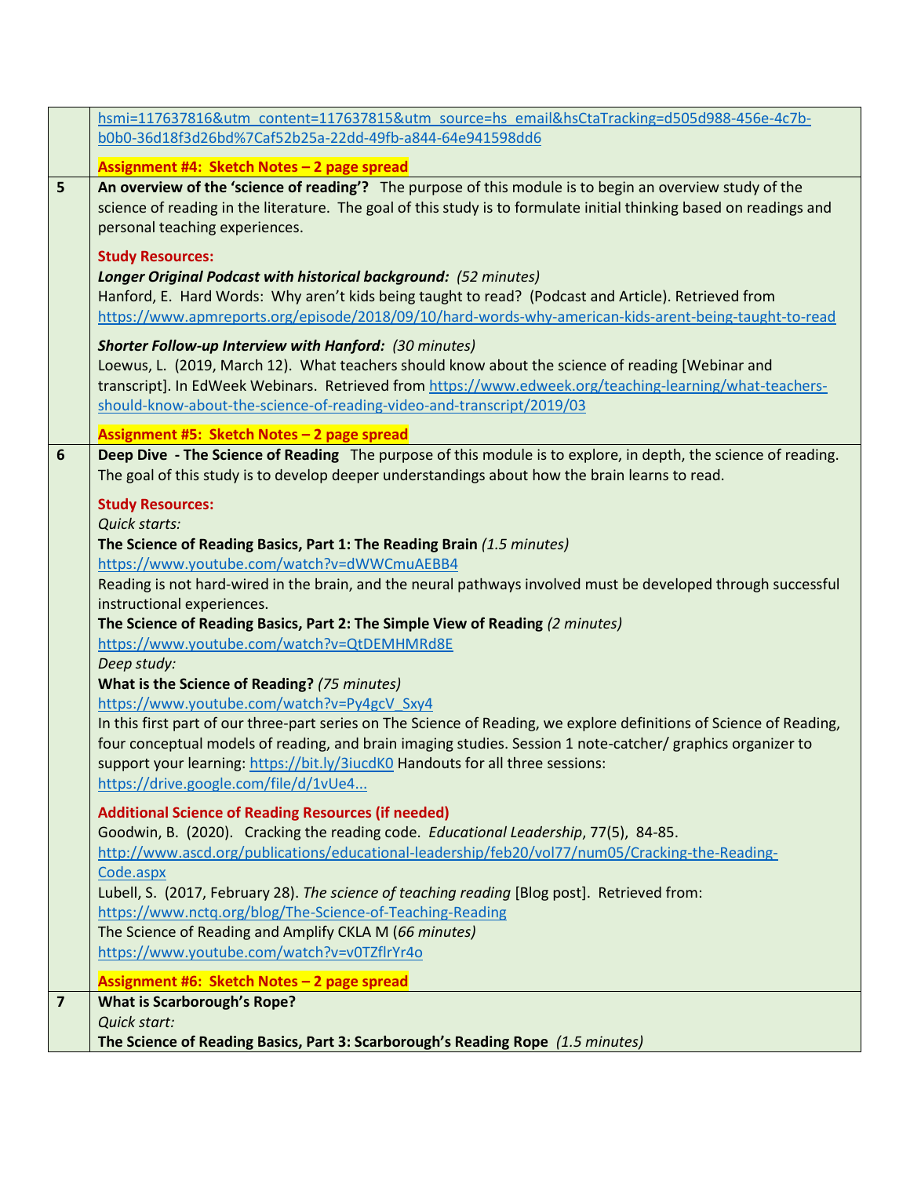| | |
|---|---|
| | hsmi=117637816&utm_content=117637815&utm_source=hs_email&hsCtaTracking=d505d988-456e-4c7b-b0b0-36d18f3d26bd%7Caf52b25a-22dd-49fb-a844-64e941598dd6<br><br>**Assignment #4: Sketch Notes – 2 page spread** |
| **5** | **An overview of the 'science of reading'?** The purpose of this module is to begin an overview study of the science of reading in the literature. The goal of this study is to formulate initial thinking based on readings and personal teaching experiences.<br><br>**Study Resources:**<br>***Longer Original Podcast with historical background:*** *(52 minutes)*<br>Hanford, E. Hard Words: Why aren't kids being taught to read? (Podcast and Article). Retrieved from https://www.apmreports.org/episode/2018/09/10/hard-words-why-american-kids-arent-being-taught-to-read<br><br>***Shorter Follow-up Interview with Hanford:*** *(30 minutes)*<br>Loewus, L. (2019, March 12). What teachers should know about the science of reading [Webinar and transcript]. In EdWeek Webinars. Retrieved from https://www.edweek.org/teaching-learning/what-teachers-should-know-about-the-science-of-reading-video-and-transcript/2019/03<br><br>**Assignment #5: Sketch Notes – 2 page spread** |
| **6** | **Deep Dive - The Science of Reading** The purpose of this module is to explore, in depth, the science of reading. The goal of this study is to develop deeper understandings about how the brain learns to read.<br><br>**Study Resources:**<br>*Quick starts:*<br>**The Science of Reading Basics, Part 1: The Reading Brain** *(1.5 minutes)*<br>https://www.youtube.com/watch?v=dWWCmuAEBB4<br>Reading is not hard-wired in the brain, and the neural pathways involved must be developed through successful instructional experiences.<br>**The Science of Reading Basics, Part 2: The Simple View of Reading** *(2 minutes)*<br>https://www.youtube.com/watch?v=QtDEMHMRd8E<br>*Deep study:*<br>**What is the Science of Reading?** *(75 minutes)*<br>https://www.youtube.com/watch?v=Py4gcV_Sxy4<br>In this first part of our three-part series on The Science of Reading, we explore definitions of Science of Reading, four conceptual models of reading, and brain imaging studies. Session 1 note-catcher/ graphics organizer to support your learning: https://bit.ly/3iucdK0 Handouts for all three sessions: https://drive.google.com/file/d/1vUe4...<br><br>**Additional Science of Reading Resources (if needed)**<br>Goodwin, B. (2020). Cracking the reading code. *Educational Leadership*, 77(5), 84-85. http://www.ascd.org/publications/educational-leadership/feb20/vol77/num05/Cracking-the-Reading-Code.aspx<br>Lubell, S. (2017, February 28). *The science of teaching reading* [Blog post]. Retrieved from: https://www.nctq.org/blog/The-Science-of-Teaching-Reading<br>The Science of Reading and Amplify CKLA M (*66 minutes)*<br>https://www.youtube.com/watch?v=v0TZflrYr4o<br><br>**Assignment #6: Sketch Notes – 2 page spread** |
| **7** | **What is Scarborough's Rope?**<br>*Quick start:*<br>**The Science of Reading Basics, Part 3: Scarborough's Reading Rope** *(1.5 minutes)* |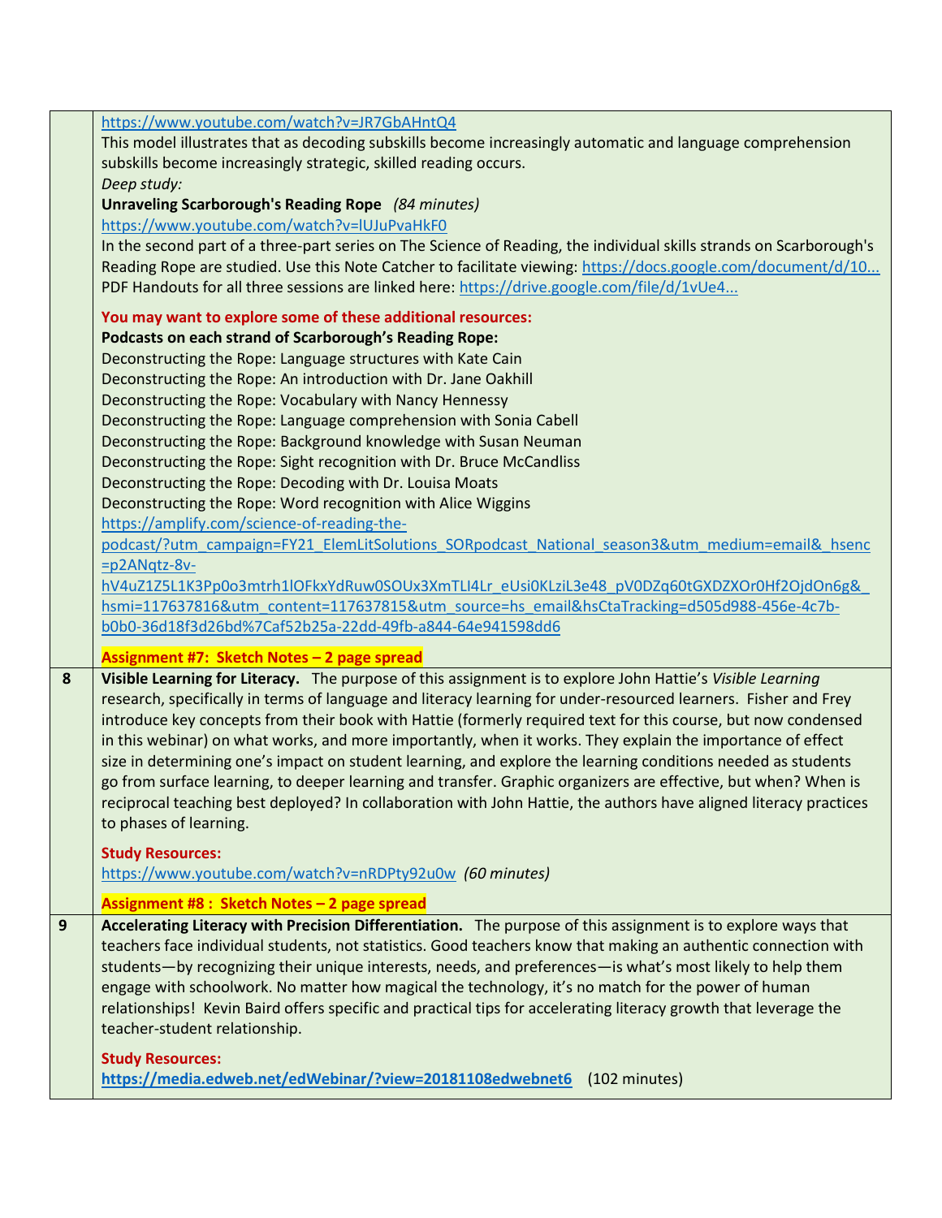| | |
|---|---|
| | https://www.youtube.com/watch?v=JR7GbAHntQ4<br>This model illustrates that as decoding subskills become increasingly automatic and language comprehension subskills become increasingly strategic, skilled reading occurs.<br>*Deep study:*<br>**Unraveling Scarborough's Reading Rope** *(84 minutes)*<br>https://www.youtube.com/watch?v=lUJuPvaHkF0<br>In the second part of a three-part series on The Science of Reading, the individual skills strands on Scarborough's Reading Rope are studied. Use this Note Catcher to facilitate viewing: https://docs.google.com/document/d/10...<br>PDF Handouts for all three sessions are linked here: https://drive.google.com/file/d/1vUe4...<br><br>**You may want to explore some of these additional resources:**<br>**Podcasts on each strand of Scarborough's Reading Rope:**<br>Deconstructing the Rope: Language structures with Kate Cain<br>Deconstructing the Rope: An introduction with Dr. Jane Oakhill<br>Deconstructing the Rope: Vocabulary with Nancy Hennessy<br>Deconstructing the Rope: Language comprehension with Sonia Cabell<br>Deconstructing the Rope: Background knowledge with Susan Neuman<br>Deconstructing the Rope: Sight recognition with Dr. Bruce McCandliss<br>Deconstructing the Rope: Decoding with Dr. Louisa Moats<br>Deconstructing the Rope: Word recognition with Alice Wiggins<br>https://amplify.com/science-of-reading-the-podcast/?utm_campaign=FY21_ElemLitSolutions_SORpodcast_National_season3&utm_medium=email&_hsenc=p2ANqtz-8v-hV4uZ1Z5L1K3Pp0o3mtrh1lOFkxYdRuw0SOUx3XmTLI4Lr_eUsi0KLziL3e48_pV0DZq60tGXDZXOr0Hf2OjdOn6g&_hsmi=117637816&utm_content=117637815&utm_source=hs_email&hsCtaTracking=d505d988-456e-4c7b-b0b0-36d18f3d26bd%7Caf52b25a-22dd-49fb-a844-64e941598dd6<br><br>**Assignment #7: Sketch Notes – 2 page spread** |
| 8 | **Visible Learning for Literacy.** The purpose of this assignment is to explore John Hattie's *Visible Learning* research, specifically in terms of language and literacy learning for under-resourced learners. Fisher and Frey introduce key concepts from their book with Hattie (formerly required text for this course, but now condensed in this webinar) on what works, and more importantly, when it works. They explain the importance of effect size in determining one's impact on student learning, and explore the learning conditions needed as students go from surface learning, to deeper learning and transfer. Graphic organizers are effective, but when? When is reciprocal teaching best deployed? In collaboration with John Hattie, the authors have aligned literacy practices to phases of learning.<br><br>**Study Resources:**<br>https://www.youtube.com/watch?v=nRDPty92u0w *(60 minutes)*<br><br>**Assignment #8 : Sketch Notes – 2 page spread** |
| 9 | **Accelerating Literacy with Precision Differentiation.** The purpose of this assignment is to explore ways that teachers face individual students, not statistics. Good teachers know that making an authentic connection with students—by recognizing their unique interests, needs, and preferences—is what's most likely to help them engage with schoolwork. No matter how magical the technology, it's no match for the power of human relationships! Kevin Baird offers specific and practical tips for accelerating literacy growth that leverage the teacher-student relationship.<br><br>**Study Resources:**<br>**https://media.edweb.net/edWebinar/?view=20181108edwebnet6** (102 minutes) |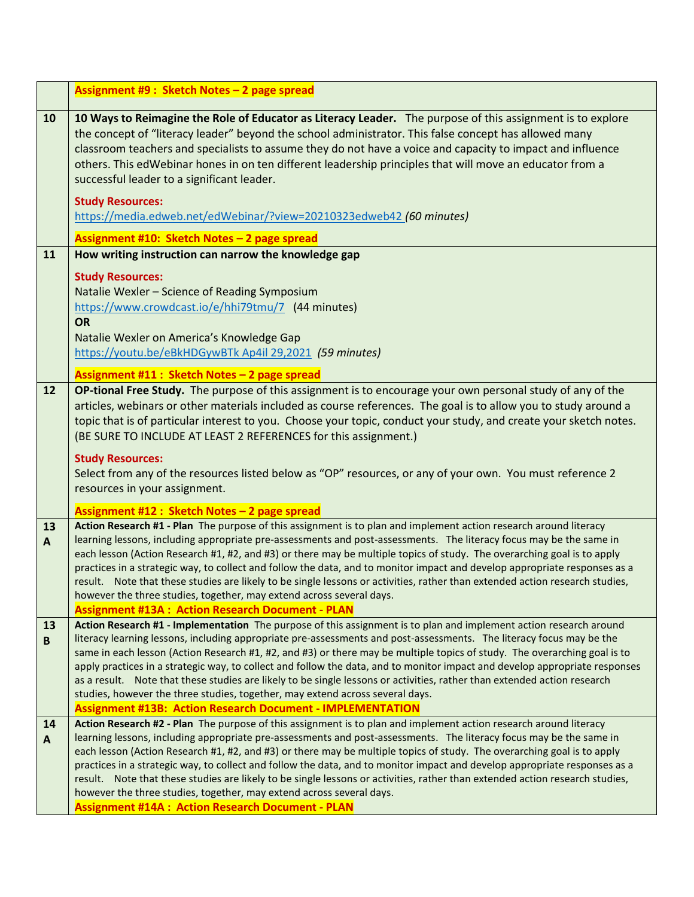|  |  |
|---|---|
|  | **Assignment #9 :  Sketch Notes – 2 page spread** |
| 10 | **10 Ways to Reimagine the Role of Educator as Literacy Leader.** The purpose of this assignment is to explore the concept of "literacy leader" beyond the school administrator. This false concept has allowed many classroom teachers and specialists to assume they do not have a voice and capacity to impact and influence others. This edWebinar hones in on ten different leadership principles that will move an educator from a successful leader to a significant leader.<br><br>**Study Resources:**<br>https://media.edweb.net/edWebinar/?view=20210323edweb42 *(60 minutes)*<br><br>**Assignment #10:  Sketch Notes – 2 page spread** |
| 11 | **How writing instruction can narrow the knowledge gap**<br><br>**Study Resources:**<br>Natalie Wexler – Science of Reading Symposium<br>https://www.crowdcast.io/e/hhi79tmu/7 (44 minutes)<br>**OR**<br>Natalie Wexler on America's Knowledge Gap<br>https://youtu.be/eBkHDGywBTk Ap4il 29,2021 *(59 minutes)*<br><br>**Assignment #11 :  Sketch Notes – 2 page spread** |
| 12 | **OP-tional Free Study.** The purpose of this assignment is to encourage your own personal study of any of the articles, webinars or other materials included as course references. The goal is to allow you to study around a topic that is of particular interest to you. Choose your topic, conduct your study, and create your sketch notes. (BE SURE TO INCLUDE AT LEAST 2 REFERENCES for this assignment.)<br><br>**Study Resources:**<br>Select from any of the resources listed below as "OP" resources, or any of your own. You must reference 2 resources in your assignment.<br><br>**Assignment #12 :  Sketch Notes – 2 page spread** |
| 13 A | **Action Research #1 - Plan** The purpose of this assignment is to plan and implement action research around literacy learning lessons, including appropriate pre-assessments and post-assessments. The literacy focus may be the same in each lesson (Action Research #1, #2, and #3) or there may be multiple topics of study. The overarching goal is to apply practices in a strategic way, to collect and follow the data, and to monitor impact and develop appropriate responses as a result. Note that these studies are likely to be single lessons or activities, rather than extended action research studies, however the three studies, together, may extend across several days.<br>**Assignment #13A :  Action Research Document - PLAN** |
| 13 B | **Action Research #1 - Implementation** The purpose of this assignment is to plan and implement action research around literacy learning lessons, including appropriate pre-assessments and post-assessments. The literacy focus may be the same in each lesson (Action Research #1, #2, and #3) or there may be multiple topics of study. The overarching goal is to apply practices in a strategic way, to collect and follow the data, and to monitor impact and develop appropriate responses as a result. Note that these studies are likely to be single lessons or activities, rather than extended action research studies, however the three studies, together, may extend across several days.<br>**Assignment #13B:  Action Research Document - IMPLEMENTATION** |
| 14 A | **Action Research #2 - Plan** The purpose of this assignment is to plan and implement action research around literacy learning lessons, including appropriate pre-assessments and post-assessments. The literacy focus may be the same in each lesson (Action Research #1, #2, and #3) or there may be multiple topics of study. The overarching goal is to apply practices in a strategic way, to collect and follow the data, and to monitor impact and develop appropriate responses as a result. Note that these studies are likely to be single lessons or activities, rather than extended action research studies, however the three studies, together, may extend across several days.<br>**Assignment #14A :  Action Research Document - PLAN** |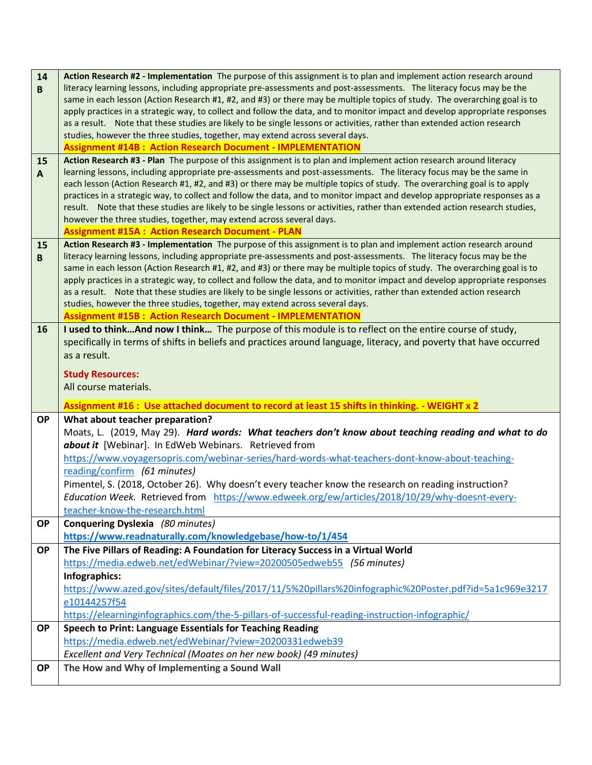| | |
|---|---|
| 14 B | **Action Research #2 - Implementation** The purpose of this assignment is to plan and implement action research around literacy learning lessons, including appropriate pre-assessments and post-assessments. The literacy focus may be the same in each lesson (Action Research #1, #2, and #3) or there may be multiple topics of study. The overarching goal is to apply practices in a strategic way, to collect and follow the data, and to monitor impact and develop appropriate responses as a result. Note that these studies are likely to be single lessons or activities, rather than extended action research studies, however the three studies, together, may extend across several days.<br>**Assignment #14B : Action Research Document - IMPLEMENTATION** |
| 15 A | **Action Research #3 - Plan** The purpose of this assignment is to plan and implement action research around literacy learning lessons, including appropriate pre-assessments and post-assessments. The literacy focus may be the same in each lesson (Action Research #1, #2, and #3) or there may be multiple topics of study. The overarching goal is to apply practices in a strategic way, to collect and follow the data, and to monitor impact and develop appropriate responses as a result. Note that these studies are likely to be single lessons or activities, rather than extended action research studies, however the three studies, together, may extend across several days.<br>**Assignment #15A : Action Research Document - PLAN** |
| 15 B | **Action Research #3 - Implementation** The purpose of this assignment is to plan and implement action research around literacy learning lessons, including appropriate pre-assessments and post-assessments. The literacy focus may be the same in each lesson (Action Research #1, #2, and #3) or there may be multiple topics of study. The overarching goal is to apply practices in a strategic way, to collect and follow the data, and to monitor impact and develop appropriate responses as a result. Note that these studies are likely to be single lessons or activities, rather than extended action research studies, however the three studies, together, may extend across several days.<br>**Assignment #15B : Action Research Document - IMPLEMENTATION** |
| 16 | **I used to think…And now I think…** The purpose of this module is to reflect on the entire course of study, specifically in terms of shifts in beliefs and practices around language, literacy, and poverty that have occurred as a result.<br><br>**Study Resources:**<br>All course materials.<br><br>**Assignment #16 : Use attached document to record at least 15 shifts in thinking. - WEIGHT x 2** |
| OP | **What about teacher preparation?**<br>Moats, L. (2019, May 29). ***Hard words: What teachers don't know about teaching reading and what to do about it*** [Webinar]. In EdWeb Webinars. Retrieved from https://www.voyagersopris.com/webinar-series/hard-words-what-teachers-dont-know-about-teaching-reading/confirm *(61 minutes)*<br>Pimentel, S. (2018, October 26). Why doesn't every teacher know the research on reading instruction? *Education Week.* Retrieved from https://www.edweek.org/ew/articles/2018/10/29/why-doesnt-every-teacher-know-the-research.html |
| OP | **Conquering Dyslexia** *(80 minutes)*<br>**https://www.readnaturally.com/knowledgebase/how-to/1/454** |
| OP | **The Five Pillars of Reading: A Foundation for Literacy Success in a Virtual World**<br>https://media.edweb.net/edWebinar/?view=20200505edweb55 *(56 minutes)*<br>**Infographics:**<br>https://www.azed.gov/sites/default/files/2017/11/5%20pillars%20infographic%20Poster.pdf?id=5a1c969e3217e10144257f54<br>https://elearninginfographics.com/the-5-pillars-of-successful-reading-instruction-infographic/ |
| OP | **Speech to Print: Language Essentials for Teaching Reading**<br>https://media.edweb.net/edWebinar/?view=20200331edweb39<br>*Excellent and Very Technical (Moates on her new book) (49 minutes)* |
| OP | **The How and Why of Implementing a Sound Wall** |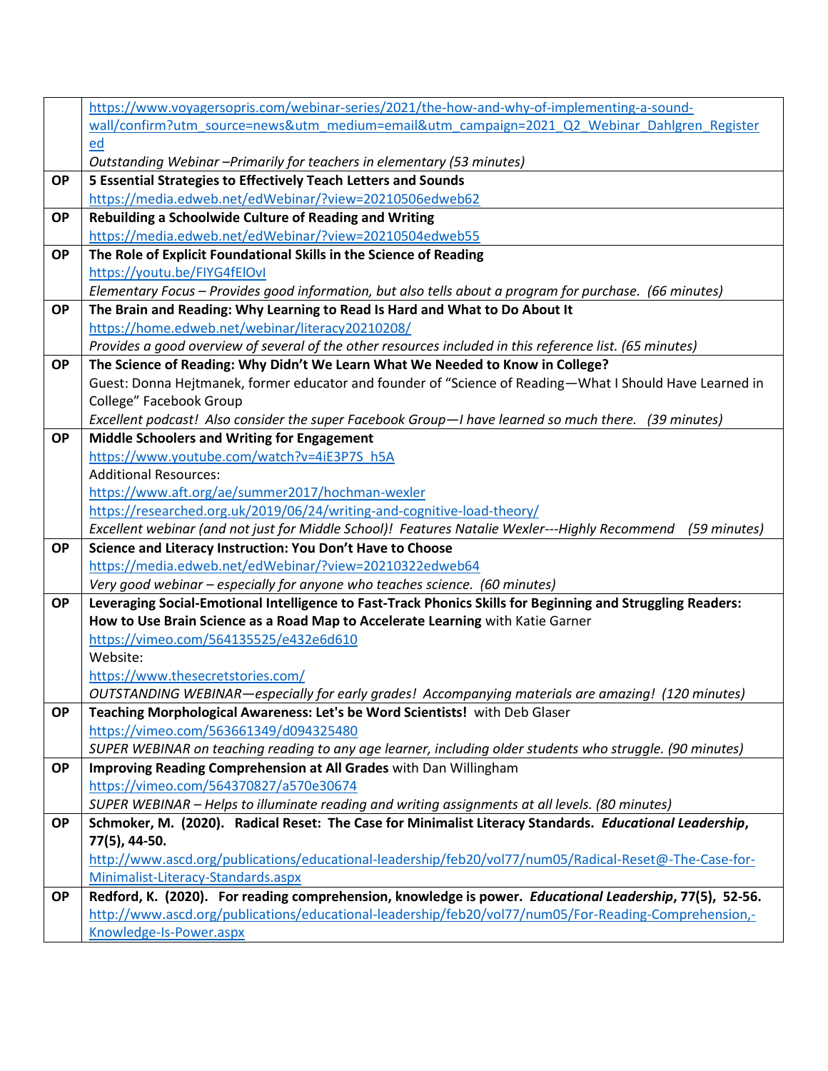| | |
|---|---|
| | https://www.voyagersopris.com/webinar-series/2021/the-how-and-why-of-implementing-a-sound-wall/confirm?utm_source=news&utm_medium=email&utm_campaign=2021_Q2_Webinar_Dahlgren_Registered<br>*Outstanding Webinar –Primarily for teachers in elementary (53 minutes)* |
| **OP** | **5 Essential Strategies to Effectively Teach Letters and Sounds**<br>https://media.edweb.net/edWebinar/?view=20210506edweb62 |
| **OP** | **Rebuilding a Schoolwide Culture of Reading and Writing**<br>https://media.edweb.net/edWebinar/?view=20210504edweb55 |
| **OP** | **The Role of Explicit Foundational Skills in the Science of Reading**<br>https://youtu.be/FIYG4fElOvI<br>*Elementary Focus – Provides good information, but also tells about a program for purchase. (66 minutes)* |
| **OP** | **The Brain and Reading: Why Learning to Read Is Hard and What to Do About It**<br>https://home.edweb.net/webinar/literacy20210208/<br>*Provides a good overview of several of the other resources included in this reference list. (65 minutes)* |
| **OP** | **The Science of Reading: Why Didn't We Learn What We Needed to Know in College?**<br>Guest: Donna Hejtmanek, former educator and founder of "Science of Reading—What I Should Have Learned in College" Facebook Group<br>*Excellent podcast! Also consider the super Facebook Group—I have learned so much there. (39 minutes)* |
| **OP** | **Middle Schoolers and Writing for Engagement**<br>https://www.youtube.com/watch?v=4iE3P7S_h5A<br>Additional Resources:<br>https://www.aft.org/ae/summer2017/hochman-wexler<br>https://researched.org.uk/2019/06/24/writing-and-cognitive-load-theory/<br>*Excellent webinar (and not just for Middle School)! Features Natalie Wexler---Highly Recommend (59 minutes)* |
| **OP** | **Science and Literacy Instruction: You Don't Have to Choose**<br>https://media.edweb.net/edWebinar/?view=20210322edweb64<br>*Very good webinar – especially for anyone who teaches science. (60 minutes)* |
| **OP** | **Leveraging Social-Emotional Intelligence to Fast-Track Phonics Skills for Beginning and Struggling Readers: How to Use Brain Science as a Road Map to Accelerate Learning** with Katie Garner<br>https://vimeo.com/564135525/e432e6d610<br>Website:<br>https://www.thesecretstories.com/<br>*OUTSTANDING WEBINAR—especially for early grades! Accompanying materials are amazing! (120 minutes)* |
| **OP** | **Teaching Morphological Awareness: Let's be Word Scientists!** with Deb Glaser<br>https://vimeo.com/563661349/d094325480<br>*SUPER WEBINAR on teaching reading to any age learner, including older students who struggle. (90 minutes)* |
| **OP** | **Improving Reading Comprehension at All Grades** with Dan Willingham<br>https://vimeo.com/564370827/a570e30674<br>*SUPER WEBINAR – Helps to illuminate reading and writing assignments at all levels. (80 minutes)* |
| **OP** | **Schmoker, M. (2020). Radical Reset: The Case for Minimalist Literacy Standards. *Educational Leadership*, 77(5), 44-50.**<br>http://www.ascd.org/publications/educational-leadership/feb20/vol77/num05/Radical-Reset@-The-Case-for-Minimalist-Literacy-Standards.aspx |
| **OP** | **Redford, K. (2020). For reading comprehension, knowledge is power. *Educational Leadership*, 77(5), 52-56.**<br>http://www.ascd.org/publications/educational-leadership/feb20/vol77/num05/For-Reading-Comprehension,-Knowledge-Is-Power.aspx |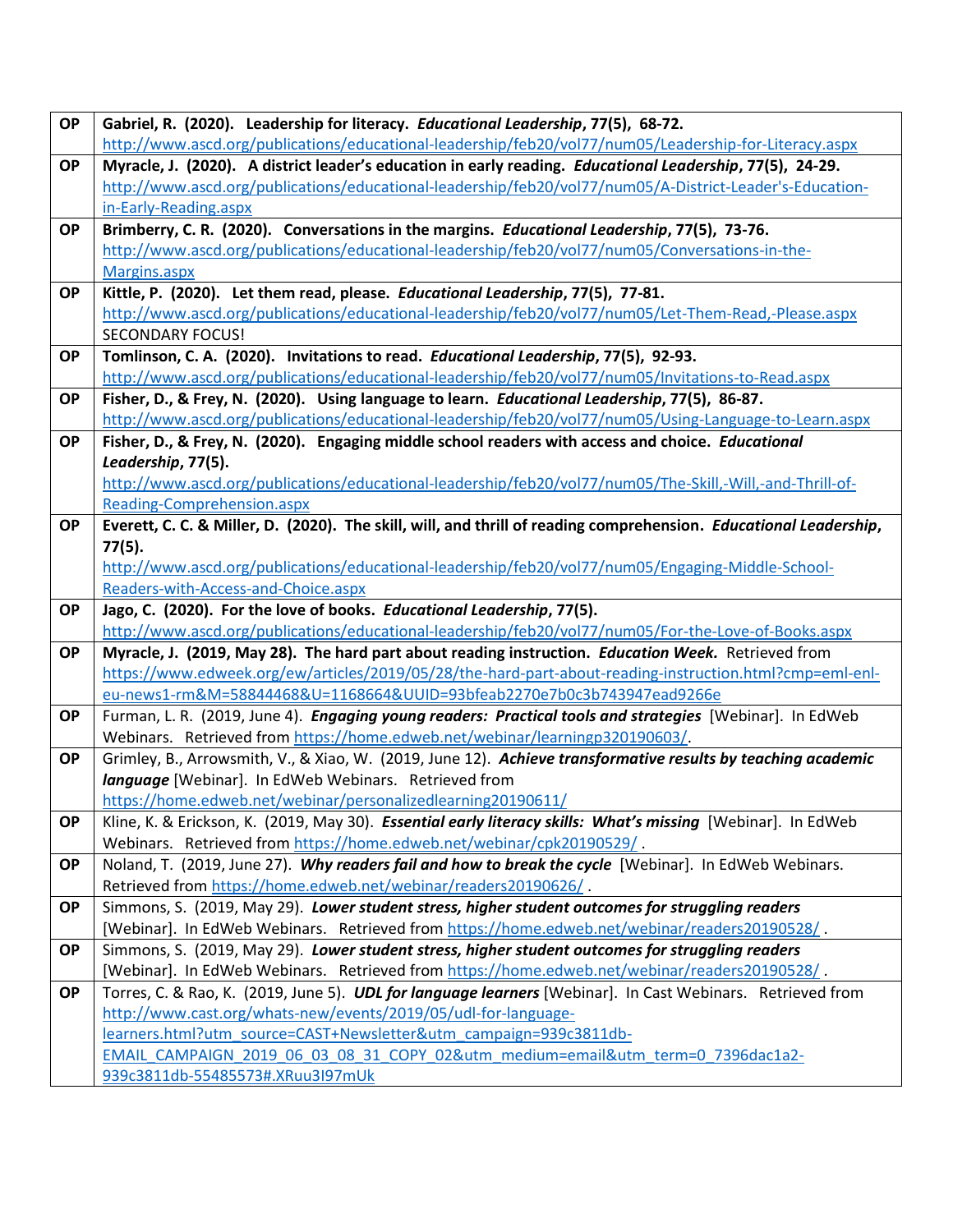| OP | **Gabriel, R. (2020). Leadership for literacy. *Educational Leadership*, 77(5), 68-72.** http://www.ascd.org/publications/educational-leadership/feb20/vol77/num05/Leadership-for-Literacy.aspx |
|---|---|
| **OP** | **Myracle, J. (2020). A district leader's education in early reading. *Educational Leadership*, 77(5), 24-29.** http://www.ascd.org/publications/educational-leadership/feb20/vol77/num05/A-District-Leader's-Education-in-Early-Reading.aspx |
| **OP** | **Brimberry, C. R. (2020). Conversations in the margins. *Educational Leadership*, 77(5), 73-76.** http://www.ascd.org/publications/educational-leadership/feb20/vol77/num05/Conversations-in-the-Margins.aspx |
| **OP** | **Kittle, P. (2020). Let them read, please. *Educational Leadership*, 77(5), 77-81.** http://www.ascd.org/publications/educational-leadership/feb20/vol77/num05/Let-Them-Read,-Please.aspx SECONDARY FOCUS! |
| **OP** | **Tomlinson, C. A. (2020). Invitations to read. *Educational Leadership*, 77(5), 92-93.** http://www.ascd.org/publications/educational-leadership/feb20/vol77/num05/Invitations-to-Read.aspx |
| **OP** | **Fisher, D., & Frey, N. (2020). Using language to learn. *Educational Leadership*, 77(5), 86-87.** http://www.ascd.org/publications/educational-leadership/feb20/vol77/num05/Using-Language-to-Learn.aspx |
| **OP** | **Fisher, D., & Frey, N. (2020). Engaging middle school readers with access and choice. *Educational Leadership*, 77(5).** http://www.ascd.org/publications/educational-leadership/feb20/vol77/num05/The-Skill,-Will,-and-Thrill-of-Reading-Comprehension.aspx |
| **OP** | **Everett, C. C. & Miller, D. (2020). The skill, will, and thrill of reading comprehension. *Educational Leadership*, 77(5).** http://www.ascd.org/publications/educational-leadership/feb20/vol77/num05/Engaging-Middle-School-Readers-with-Access-and-Choice.aspx |
| **OP** | **Jago, C. (2020). For the love of books. *Educational Leadership*, 77(5).** http://www.ascd.org/publications/educational-leadership/feb20/vol77/num05/For-the-Love-of-Books.aspx |
| **OP** | **Myracle, J. (2019, May 28). The hard part about reading instruction. *Education Week.*** Retrieved from https://www.edweek.org/ew/articles/2019/05/28/the-hard-part-about-reading-instruction.html?cmp=eml-enl-eu-news1-rm&M=58844468&U=1168664&UUID=93bfeab2270e7b0c3b743947ead9266e |
| **OP** | Furman, L. R. (2019, June 4). ***Engaging young readers: Practical tools and strategies*** [Webinar]. In EdWeb Webinars. Retrieved from https://home.edweb.net/webinar/learningp320190603/. |
| **OP** | Grimley, B., Arrowsmith, V., & Xiao, W. (2019, June 12). ***Achieve transformative results by teaching academic language*** [Webinar]. In EdWeb Webinars. Retrieved from https://home.edweb.net/webinar/personalizedlearning20190611/ |
| **OP** | Kline, K. & Erickson, K. (2019, May 30). ***Essential early literacy skills: What's missing*** [Webinar]. In EdWeb Webinars. Retrieved from https://home.edweb.net/webinar/cpk20190529/ . |
| **OP** | Noland, T. (2019, June 27). ***Why readers fail and how to break the cycle*** [Webinar]. In EdWeb Webinars. Retrieved from https://home.edweb.net/webinar/readers20190626/ . |
| **OP** | Simmons, S. (2019, May 29). ***Lower student stress, higher student outcomes for struggling readers*** [Webinar]. In EdWeb Webinars. Retrieved from https://home.edweb.net/webinar/readers20190528/ . |
| **OP** | Simmons, S. (2019, May 29). ***Lower student stress, higher student outcomes for struggling readers*** [Webinar]. In EdWeb Webinars. Retrieved from https://home.edweb.net/webinar/readers20190528/ . |
| **OP** | Torres, C. & Rao, K. (2019, June 5). ***UDL for language learners*** [Webinar]. In Cast Webinars. Retrieved from http://www.cast.org/whats-new/events/2019/05/udl-for-language-learners.html?utm_source=CAST+Newsletter&utm_campaign=939c3811db-EMAIL_CAMPAIGN_2019_06_03_08_31_COPY_02&utm_medium=email&utm_term=0_7396dac1a2-939c3811db-55485573#.XRuu3I97mUk |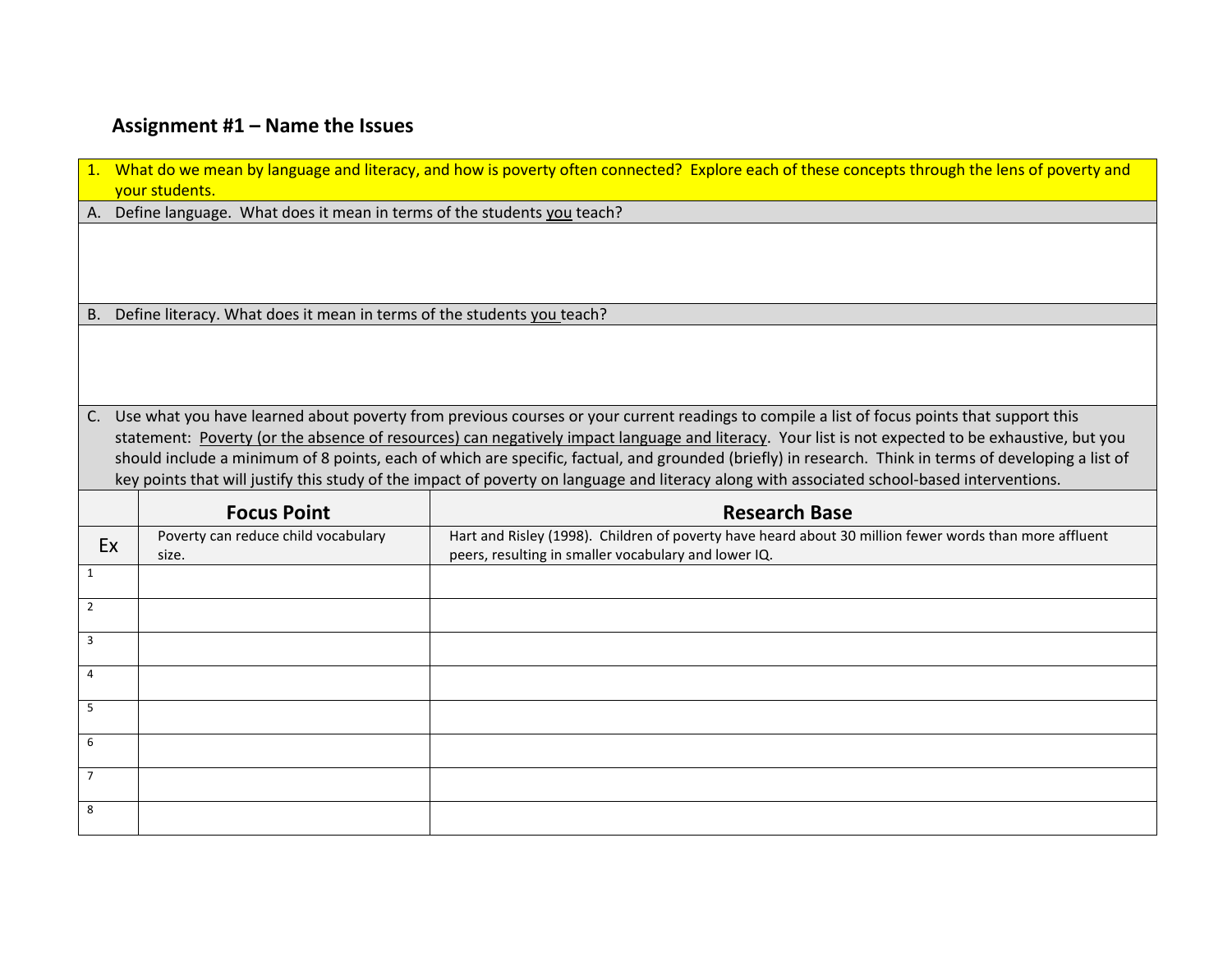## Assignment #1 – Name the Issues

1. What do we mean by language and literacy, and how is poverty often connected? Explore each of these concepts through the lens of poverty and your students.

A. Define language. What does it mean in terms of the students you teach?

B. Define literacy. What does it mean in terms of the students you teach?

C. Use what you have learned about poverty from previous courses or your current readings to compile a list of focus points that support this statement: Poverty (or the absence of resources) can negatively impact language and literacy. Your list is not expected to be exhaustive, but you should include a minimum of 8 points, each of which are specific, factual, and grounded (briefly) in research. Think in terms of developing a list of key points that will justify this study of the impact of poverty on language and literacy along with associated school-based interventions.

| | Focus Point | Research Base |
|---|---|---|
| Ex | Poverty can reduce child vocabulary size. | Hart and Risley (1998). Children of poverty have heard about 30 million fewer words than more affluent peers, resulting in smaller vocabulary and lower IQ. |
| 1 | | |
| 2 | | |
| 3 | | |
| 4 | | |
| 5 | | |
| 6 | | |
| 7 | | |
| 8 | | |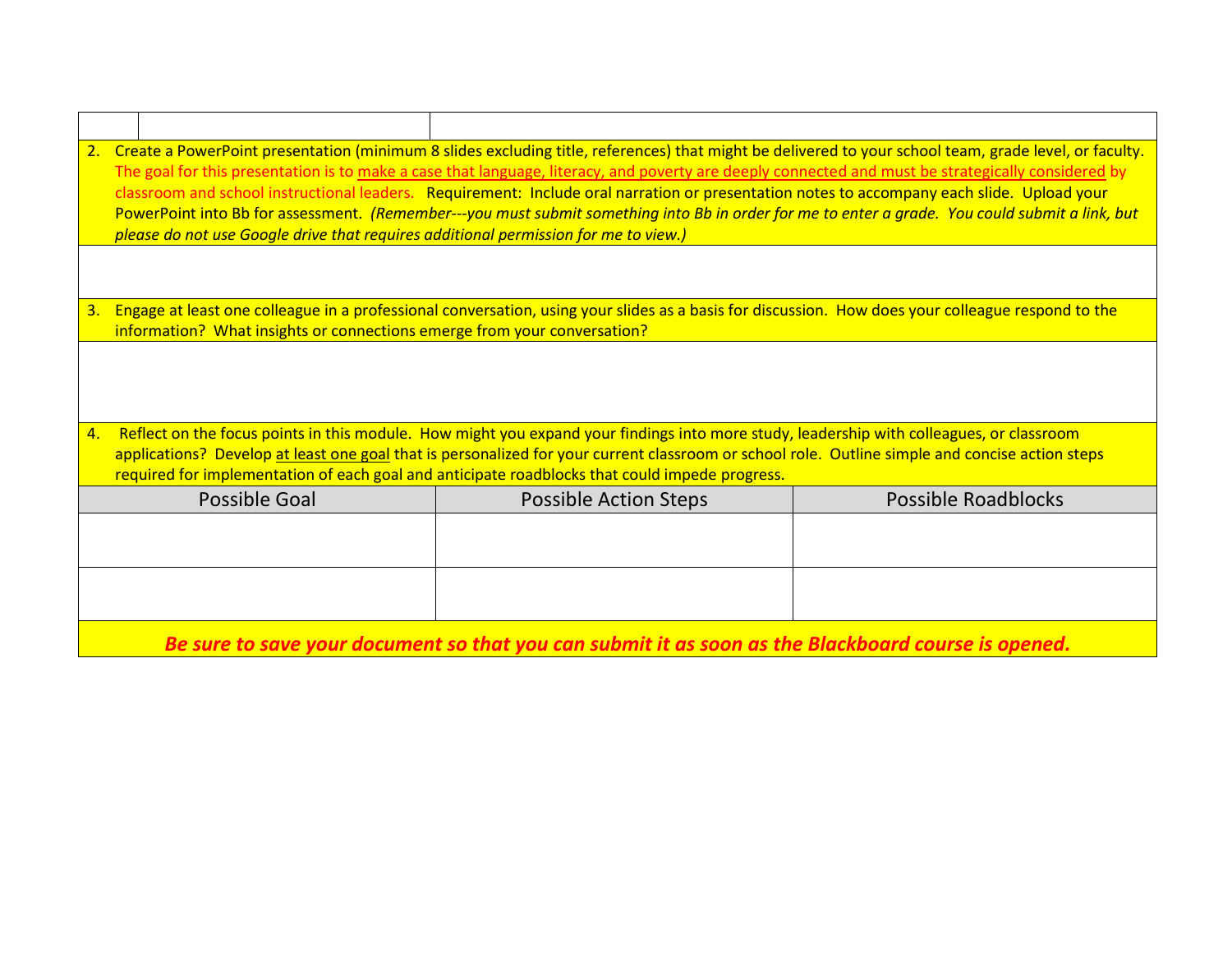| | | |
|---|---|---|
| | | |

2. Create a PowerPoint presentation (minimum 8 slides excluding title, references) that might be delivered to your school team, grade level, or faculty. The goal for this presentation is to make a case that language, literacy, and poverty are deeply connected and must be strategically considered by classroom and school instructional leaders. Requirement: Include oral narration or presentation notes to accompany each slide. Upload your PowerPoint into Bb for assessment. *(Remember---you must submit something into Bb in order for me to enter a grade. You could submit a link, but please do not use Google drive that requires additional permission for me to view.)*

3. Engage at least one colleague in a professional conversation, using your slides as a basis for discussion. How does your colleague respond to the information? What insights or connections emerge from your conversation?

4. Reflect on the focus points in this module. How might you expand your findings into more study, leadership with colleagues, or classroom applications? Develop at least one goal that is personalized for your current classroom or school role. Outline simple and concise action steps required for implementation of each goal and anticipate roadblocks that could impede progress.

| Possible Goal | Possible Action Steps | Possible Roadblocks |
|---|---|---|
| | | |
| | | |

***Be sure to save your document so that you can submit it as soon as the Blackboard course is opened.***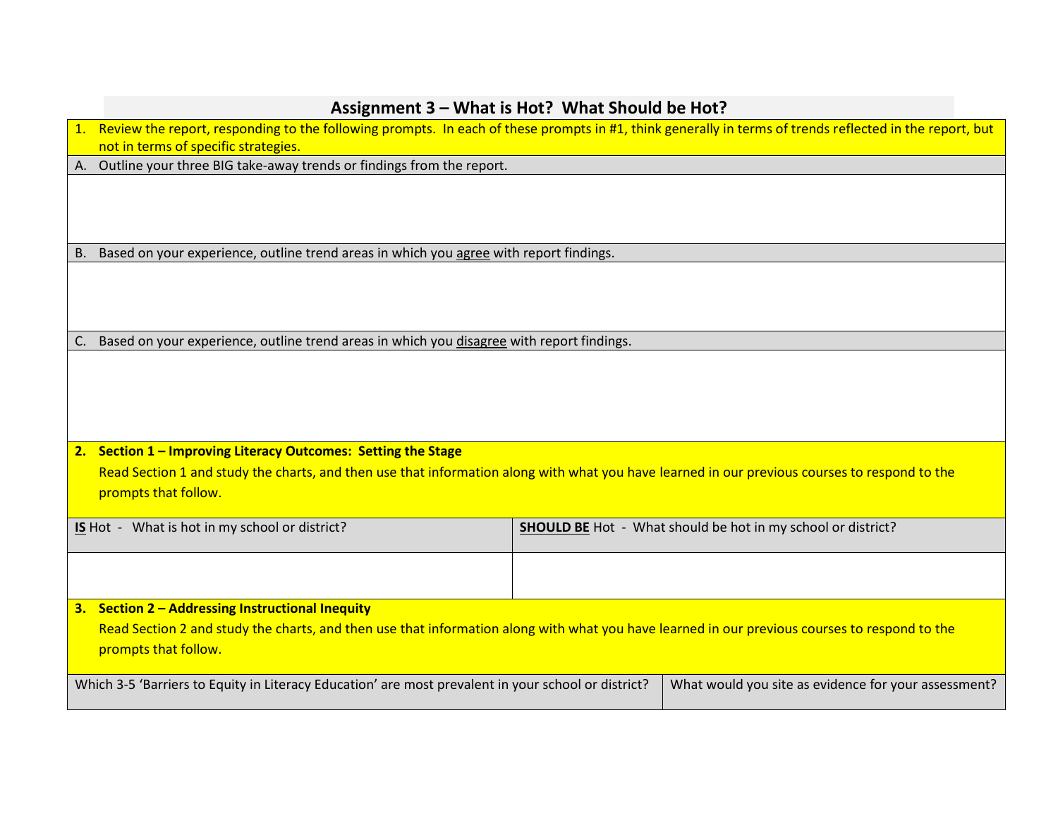## Assignment 3 – What is Hot? What Should be Hot?

1. Review the report, responding to the following prompts. In each of these prompts in #1, think generally in terms of trends reflected in the report, but not in terms of specific strategies.

A. Outline your three BIG take-away trends or findings from the report.

B. Based on your experience, outline trend areas in which you agree with report findings.

C. Based on your experience, outline trend areas in which you disagree with report findings.

2. **Section 1 – Improving Literacy Outcomes: Setting the Stage**

   Read Section 1 and study the charts, and then use that information along with what you have learned in our previous courses to respond to the prompts that follow.

| **IS** Hot - What is hot in my school or district? | **SHOULD BE** Hot - What should be hot in my school or district? |
| --- | --- |
| | |

3. **Section 2 – Addressing Instructional Inequity**

   Read Section 2 and study the charts, and then use that information along with what you have learned in our previous courses to respond to the prompts that follow.

| Which 3-5 'Barriers to Equity in Literacy Education' are most prevalent in your school or district? | What would you site as evidence for your assessment? |
| --- | --- |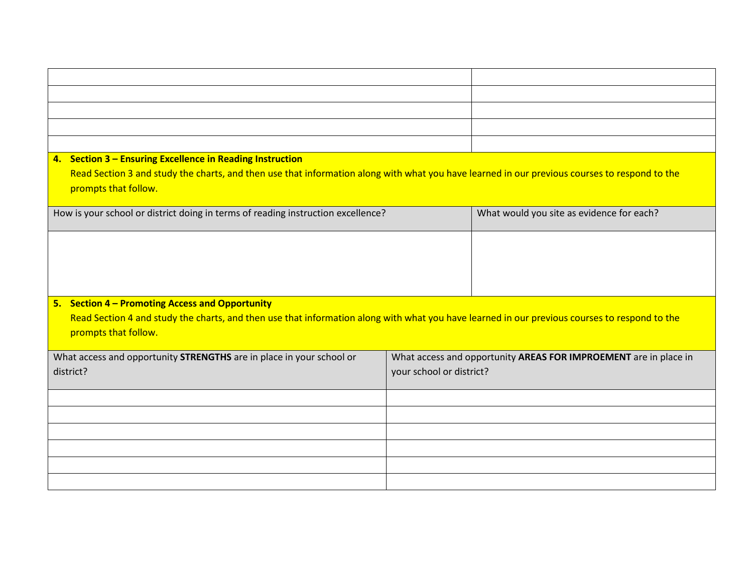| | |
|---|---|
| | |
| | |
| | |
| | |
| | |

**4. Section 3 – Ensuring Excellence in Reading Instruction**

Read Section 3 and study the charts, and then use that information along with what you have learned in our previous courses to respond to the prompts that follow.

| How is your school or district doing in terms of reading instruction excellence? | What would you site as evidence for each? |
|---|---|
| | |

**5. Section 4 – Promoting Access and Opportunity**

Read Section 4 and study the charts, and then use that information along with what you have learned in our previous courses to respond to the prompts that follow.

| What access and opportunity **STRENGTHS** are in place in your school or district? | What access and opportunity **AREAS FOR IMPROEMENT** are in place in your school or district? |
|---|---|
| | |
| | |
| | |
| | |
| | |
| | |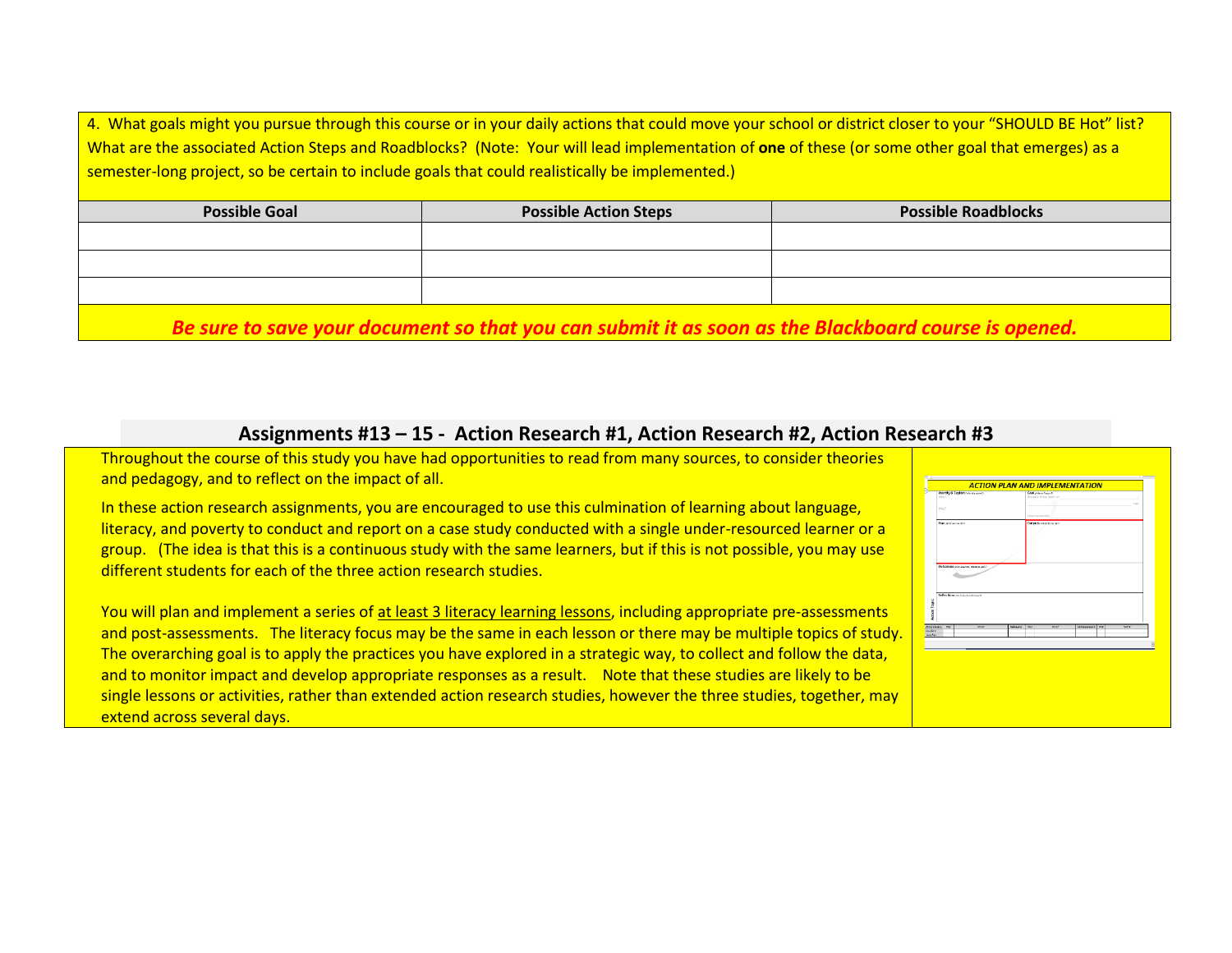4. What goals might you pursue through this course or in your daily actions that could move your school or district closer to your "SHOULD BE Hot" list? What are the associated Action Steps and Roadblocks? (Note: Your will lead implementation of **one** of these (or some other goal that emerges) as a semester-long project, so be certain to include goals that could realistically be implemented.)

| Possible Goal | Possible Action Steps | Possible Roadblocks |
|---|---|---|
| | | |
| | | |
| | | |

***Be sure to save your document so that you can submit it as soon as the Blackboard course is opened.***

## Assignments #13 – 15 - Action Research #1, Action Research #2, Action Research #3

Throughout the course of this study you have had opportunities to read from many sources, to consider theories and pedagogy, and to reflect on the impact of all.

In these action research assignments, you are encouraged to use this culmination of learning about language, literacy, and poverty to conduct and report on a case study conducted with a single under-resourced learner or a group. (The idea is that this is a continuous study with the same learners, but if this is not possible, you may use different students for each of the three action research studies.

You will plan and implement a series of at least 3 literacy learning lessons, including appropriate pre-assessments and post-assessments. The literacy focus may be the same in each lesson or there may be multiple topics of study. The overarching goal is to apply the practices you have explored in a strategic way, to collect and follow the data, and to monitor impact and develop appropriate responses as a result. Note that these studies are likely to be single lessons or activities, rather than extended action research studies, however the three studies, together, may extend across several days.

ACTION PLAN AND IMPLEMENTATION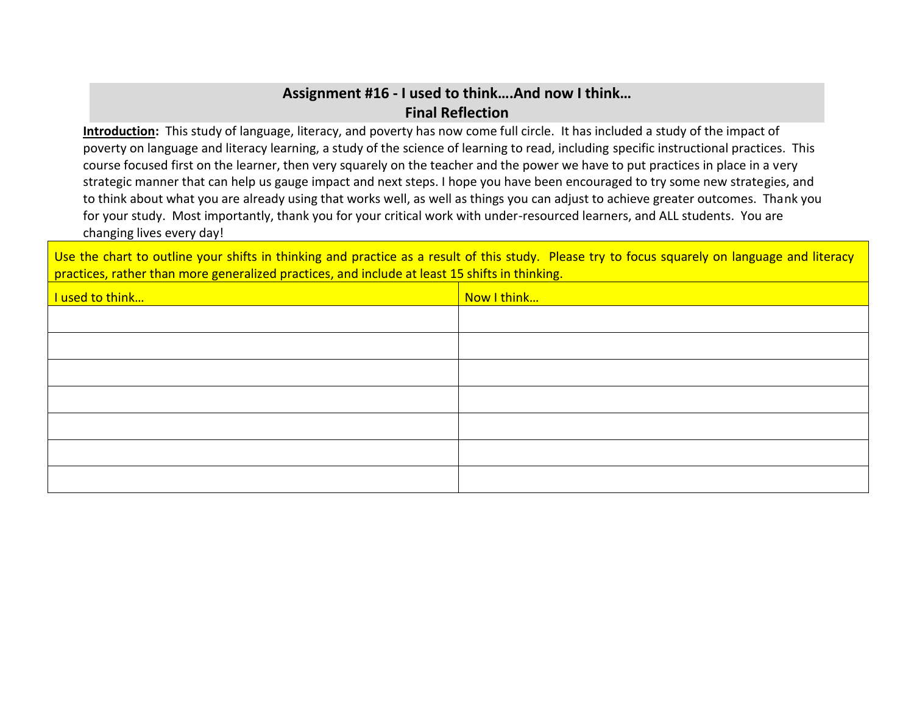## Assignment #16 - I used to think….And now I think…
## Final Reflection

**Introduction:** This study of language, literacy, and poverty has now come full circle. It has included a study of the impact of poverty on language and literacy learning, a study of the science of learning to read, including specific instructional practices. This course focused first on the learner, then very squarely on the teacher and the power we have to put practices in place in a very strategic manner that can help us gauge impact and next steps. I hope you have been encouraged to try some new strategies, and to think about what you are already using that works well, as well as things you can adjust to achieve greater outcomes. Thank you for your study. Most importantly, thank you for your critical work with under-resourced learners, and ALL students. You are changing lives every day!

Use the chart to outline your shifts in thinking and practice as a result of this study. Please try to focus squarely on language and literacy practices, rather than more generalized practices, and include at least 15 shifts in thinking.

| I used to think… | Now I think… |
| --- | --- |
| | |
| | |
| | |
| | |
| | |
| | |
| | |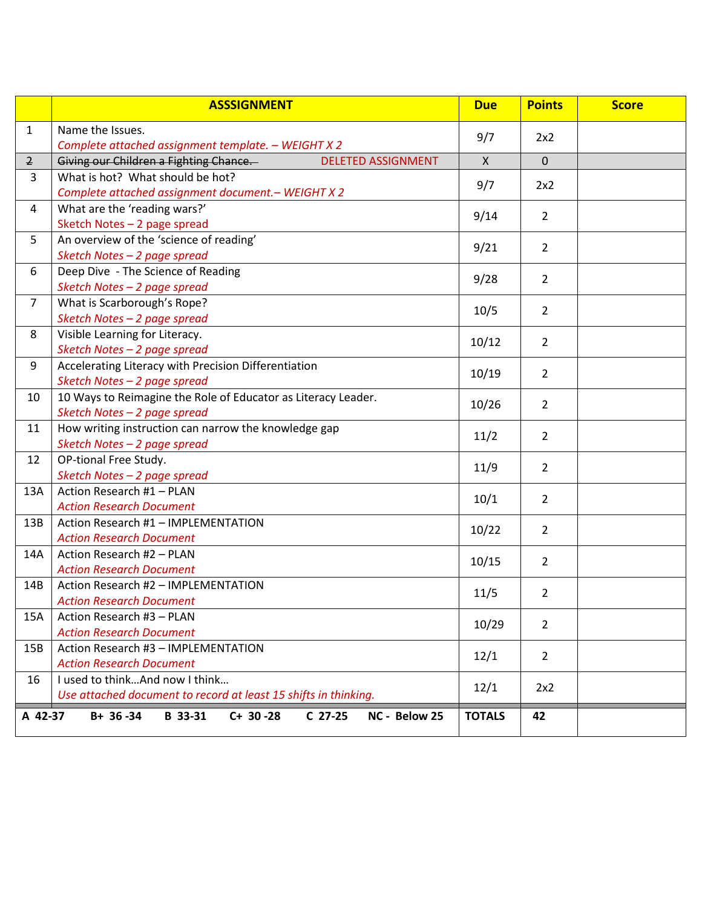| | ASSSIGNMENT | Due | Points | Score |
|---|---|---|---|---|
| 1 | Name the Issues.<br>*Complete attached assignment template. – WEIGHT X 2* | 9/7 | 2x2 | |
| ~~2~~ | ~~Giving our Children a Fighting Chance.~~ DELETED ASSIGNMENT | X | 0 | |
| 3 | What is hot? What should be hot?<br>*Complete attached assignment document.– WEIGHT X 2* | 9/7 | 2x2 | |
| 4 | What are the 'reading wars?'<br>Sketch Notes – 2 page spread | 9/14 | 2 | |
| 5 | An overview of the 'science of reading'<br>*Sketch Notes – 2 page spread* | 9/21 | 2 | |
| 6 | Deep Dive - The Science of Reading<br>*Sketch Notes – 2 page spread* | 9/28 | 2 | |
| 7 | What is Scarborough's Rope?<br>*Sketch Notes – 2 page spread* | 10/5 | 2 | |
| 8 | Visible Learning for Literacy.<br>*Sketch Notes – 2 page spread* | 10/12 | 2 | |
| 9 | Accelerating Literacy with Precision Differentiation<br>*Sketch Notes – 2 page spread* | 10/19 | 2 | |
| 10 | 10 Ways to Reimagine the Role of Educator as Literacy Leader.<br>*Sketch Notes – 2 page spread* | 10/26 | 2 | |
| 11 | How writing instruction can narrow the knowledge gap<br>*Sketch Notes – 2 page spread* | 11/2 | 2 | |
| 12 | OP-tional Free Study.<br>*Sketch Notes – 2 page spread* | 11/9 | 2 | |
| 13A | Action Research #1 – PLAN<br>*Action Research Document* | 10/1 | 2 | |
| 13B | Action Research #1 – IMPLEMENTATION<br>*Action Research Document* | 10/22 | 2 | |
| 14A | Action Research #2 – PLAN<br>*Action Research Document* | 10/15 | 2 | |
| 14B | Action Research #2 – IMPLEMENTATION<br>*Action Research Document* | 11/5 | 2 | |
| 15A | Action Research #3 – PLAN<br>*Action Research Document* | 10/29 | 2 | |
| 15B | Action Research #3 – IMPLEMENTATION<br>*Action Research Document* | 12/1 | 2 | |
| 16 | I used to think…And now I think…<br>*Use attached document to record at least 15 shifts in thinking.* | 12/1 | 2x2 | |
| **A 42-37 B+ 36 -34 B 33-31 C+ 30 -28 C 27-25 NC - Below 25** | | **TOTALS** | **42** | |